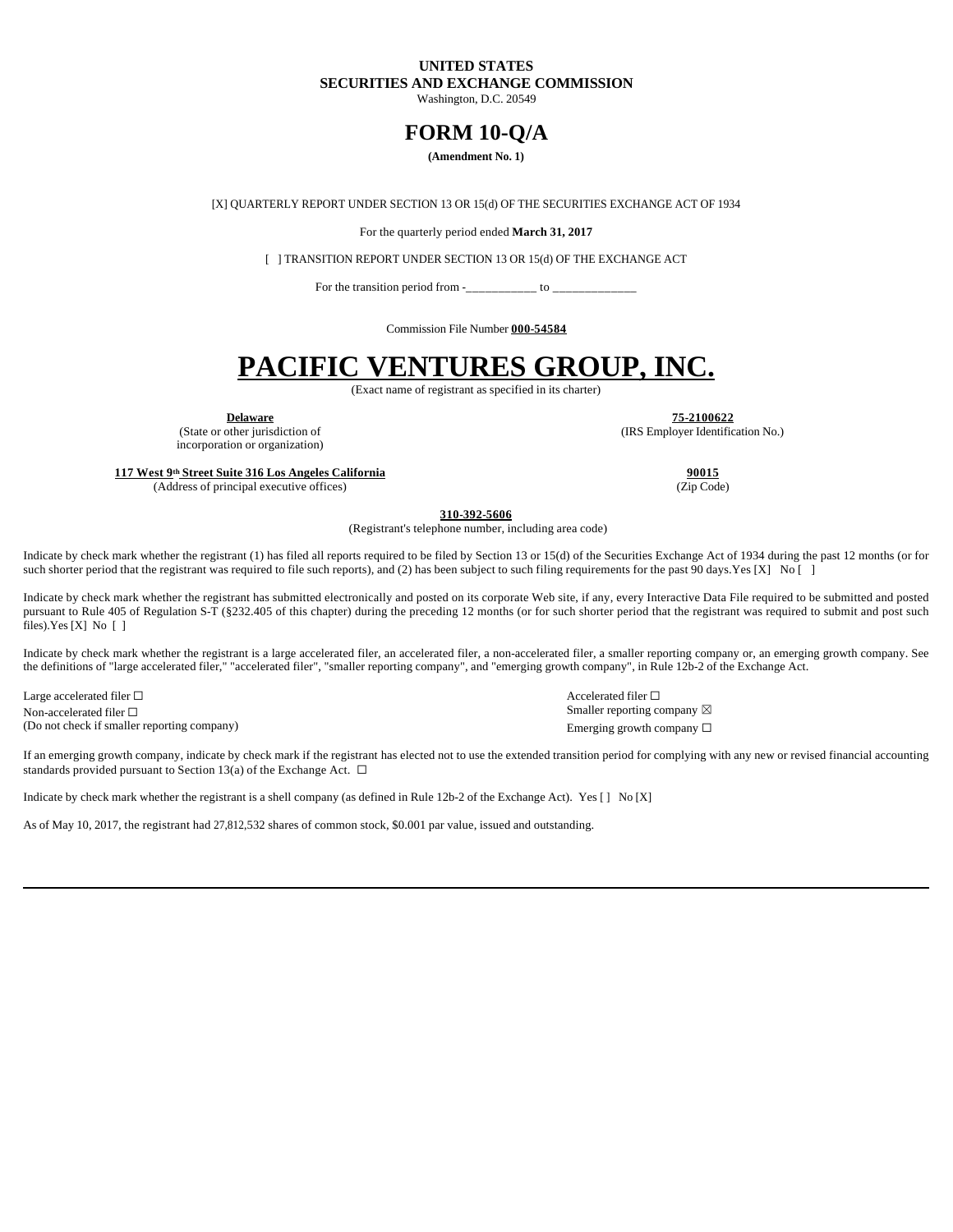**UNITED STATES**
**SECURITIES AND EXCHANGE COMMISSION**
Washington, D.C. 20549

# FORM 10-Q/A

**(Amendment No. 1)**

[X] QUARTERLY REPORT UNDER SECTION 13 OR 15(d) OF THE SECURITIES EXCHANGE ACT OF 1934

For the quarterly period ended **March 31, 2017**

[ ] TRANSITION REPORT UNDER SECTION 13 OR 15(d) OF THE EXCHANGE ACT

For the transition period from -___________ to _____________

Commission File Number **000-54584**

# PACIFIC VENTURES GROUP, INC.

(Exact name of registrant as specified in its charter)

| **Delaware** | **75-2100622** |
|---|---|
| (State or other jurisdiction of incorporation or organization) | (IRS Employer Identification No.) |
| **117 West 9th Street Suite 316 Los Angeles California** | **90015** |
| (Address of principal executive offices) | (Zip Code) |

**310-392-5606**
(Registrant's telephone number, including area code)

Indicate by check mark whether the registrant (1) has filed all reports required to be filed by Section 13 or 15(d) of the Securities Exchange Act of 1934 during the past 12 months (or for such shorter period that the registrant was required to file such reports), and (2) has been subject to such filing requirements for the past 90 days.Yes [X] No [ ]

Indicate by check mark whether the registrant has submitted electronically and posted on its corporate Web site, if any, every Interactive Data File required to be submitted and posted pursuant to Rule 405 of Regulation S-T (§232.405 of this chapter) during the preceding 12 months (or for such shorter period that the registrant was required to submit and post such files).Yes [X] No [ ]

Indicate by check mark whether the registrant is a large accelerated filer, an accelerated filer, a non-accelerated filer, a smaller reporting company or, an emerging growth company. See the definitions of "large accelerated filer," "accelerated filer", "smaller reporting company", and "emerging growth company", in Rule 12b-2 of the Exchange Act.

| | |
|---|---|
| Large accelerated filer ☐ | Accelerated filer ☐ |
| Non-accelerated filer ☐ (Do not check if smaller reporting company) | Smaller reporting company ☒ |
| | Emerging growth company ☐ |

If an emerging growth company, indicate by check mark if the registrant has elected not to use the extended transition period for complying with any new or revised financial accounting standards provided pursuant to Section 13(a) of the Exchange Act. ☐

Indicate by check mark whether the registrant is a shell company (as defined in Rule 12b-2 of the Exchange Act). Yes [ ] No [X]

As of May 10, 2017, the registrant had 27,812,532 shares of common stock, $0.001 par value, issued and outstanding.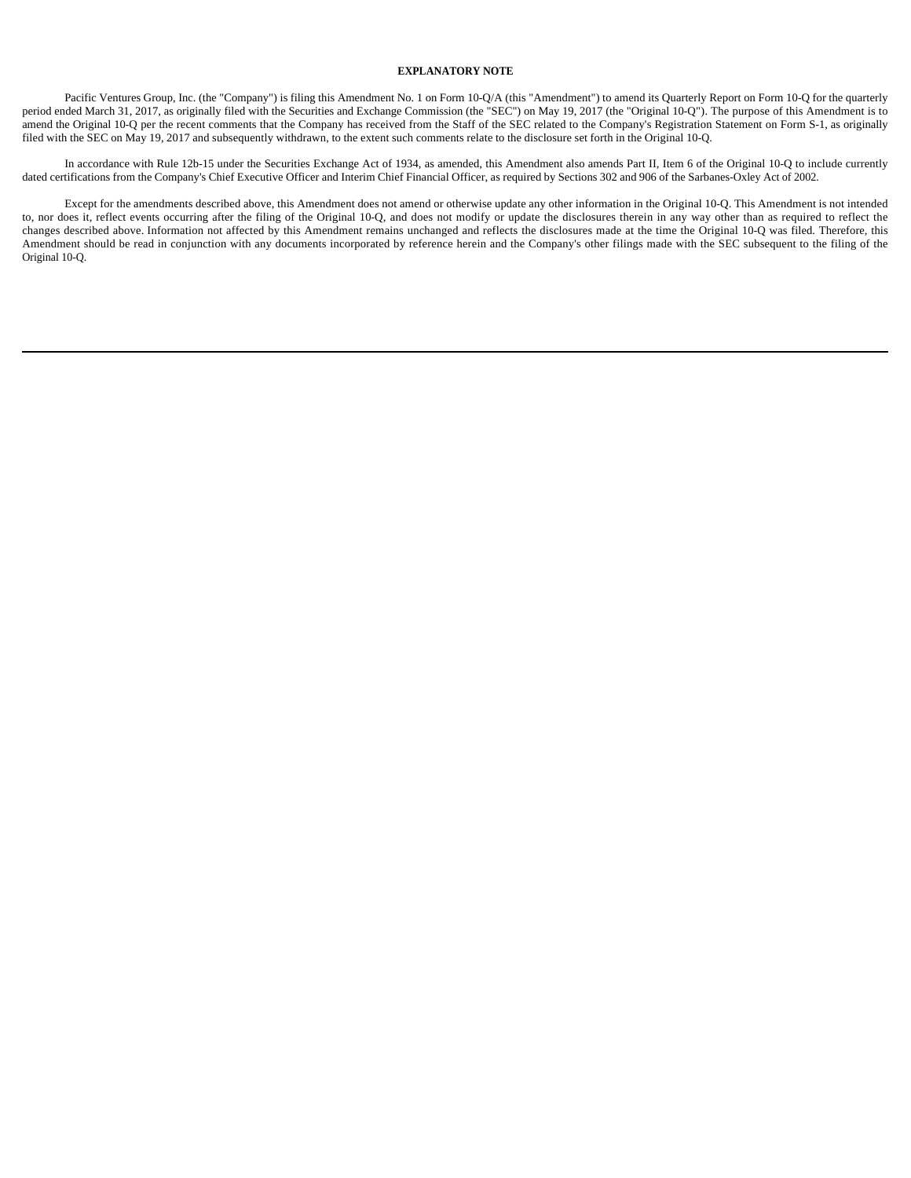**EXPLANATORY NOTE**

Pacific Ventures Group, Inc. (the "Company") is filing this Amendment No. 1 on Form 10-Q/A (this "Amendment") to amend its Quarterly Report on Form 10-Q for the quarterly period ended March 31, 2017, as originally filed with the Securities and Exchange Commission (the "SEC") on May 19, 2017 (the "Original 10-Q"). The purpose of this Amendment is to amend the Original 10-Q per the recent comments that the Company has received from the Staff of the SEC related to the Company's Registration Statement on Form S-1, as originally filed with the SEC on May 19, 2017 and subsequently withdrawn, to the extent such comments relate to the disclosure set forth in the Original 10-Q.

In accordance with Rule 12b-15 under the Securities Exchange Act of 1934, as amended, this Amendment also amends Part II, Item 6 of the Original 10-Q to include currently dated certifications from the Company's Chief Executive Officer and Interim Chief Financial Officer, as required by Sections 302 and 906 of the Sarbanes-Oxley Act of 2002.

Except for the amendments described above, this Amendment does not amend or otherwise update any other information in the Original 10-Q. This Amendment is not intended to, nor does it, reflect events occurring after the filing of the Original 10-Q, and does not modify or update the disclosures therein in any way other than as required to reflect the changes described above. Information not affected by this Amendment remains unchanged and reflects the disclosures made at the time the Original 10-Q was filed. Therefore, this Amendment should be read in conjunction with any documents incorporated by reference herein and the Company's other filings made with the SEC subsequent to the filing of the Original 10-Q.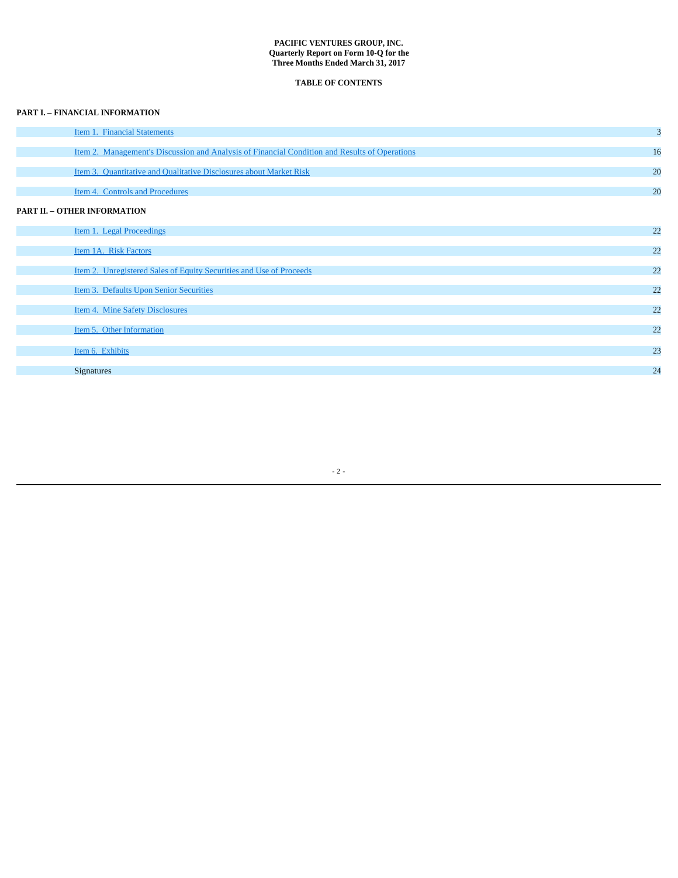**PACIFIC VENTURES GROUP, INC.**
**Quarterly Report on Form 10-Q for the**
**Three Months Ended March 31, 2017**

**TABLE OF CONTENTS**

**PART I. – FINANCIAL INFORMATION**

| | |
|---|---|
| Item 1. Financial Statements | 3 |
| Item 2. Management's Discussion and Analysis of Financial Condition and Results of Operations | 16 |
| Item 3. Quantitative and Qualitative Disclosures about Market Risk | 20 |
| Item 4. Controls and Procedures | 20 |

**PART II. – OTHER INFORMATION**

| | |
|---|---|
| Item 1. Legal Proceedings | 22 |
| Item 1A. Risk Factors | 22 |
| Item 2. Unregistered Sales of Equity Securities and Use of Proceeds | 22 |
| Item 3. Defaults Upon Senior Securities | 22 |
| Item 4. Mine Safety Disclosures | 22 |
| Item 5. Other Information | 22 |
| Item 6. Exhibits | 23 |
| Signatures | 24 |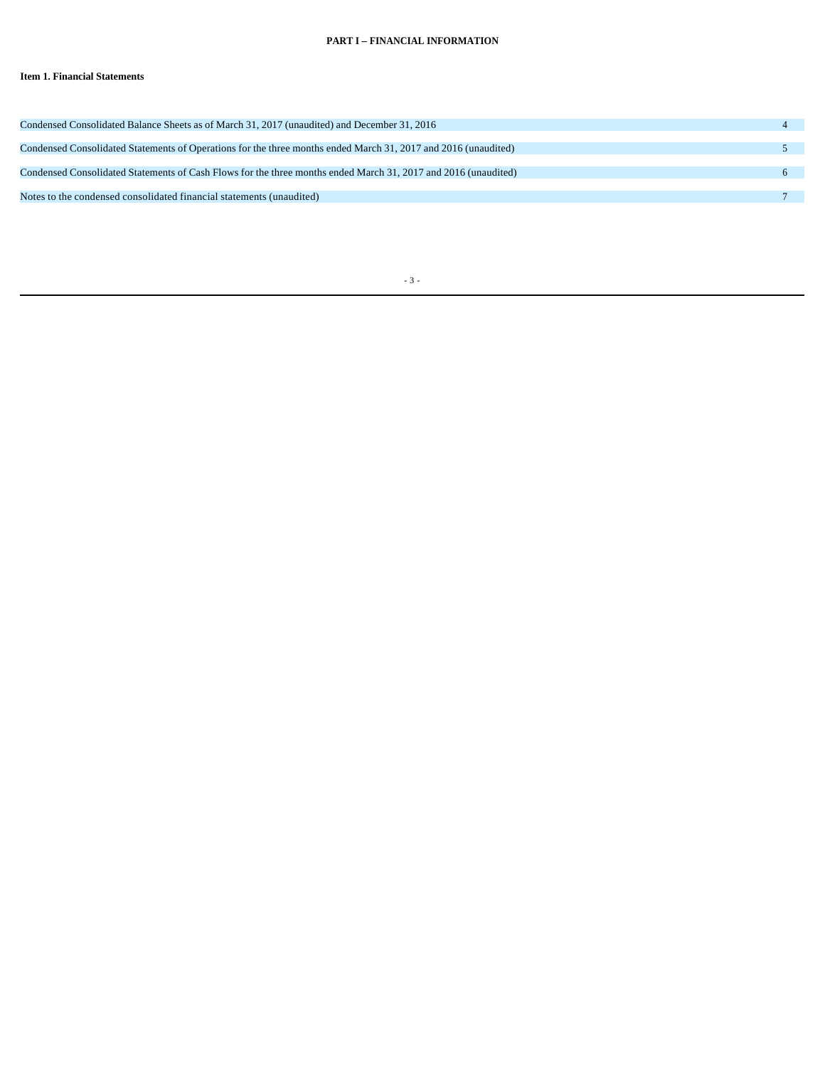# PART I – FINANCIAL INFORMATION

## Item 1. Financial Statements

| | |
|---|---|
| Condensed Consolidated Balance Sheets as of March 31, 2017 (unaudited) and December 31, 2016 | 4 |
| Condensed Consolidated Statements of Operations for the three months ended March 31, 2017 and 2016 (unaudited) | 5 |
| Condensed Consolidated Statements of Cash Flows for the three months ended March 31, 2017 and 2016 (unaudited) | 6 |
| Notes to the condensed consolidated financial statements (unaudited) | 7 |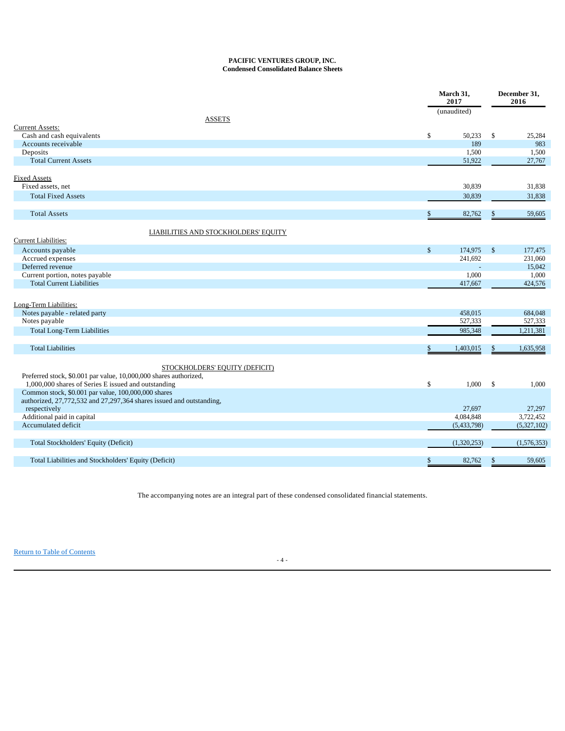**PACIFIC VENTURES GROUP, INC.**
**Condensed Consolidated Balance Sheets**

| | March 31, 2017 | December 31, 2016 |
|---|---|---|
| | (unaudited) | |
| ASSETS | | |
| Current Assets: | | |
| Cash and cash equivalents | $ 50,233 | $ 25,284 |
| Accounts receivable | 189 | 983 |
| Deposits | 1,500 | 1,500 |
| Total Current Assets | 51,922 | 27,767 |
| | | |
| Fixed Assets | | |
| Fixed assets, net | 30,839 | 31,838 |
| Total Fixed Assets | 30,839 | 31,838 |
| | | |
| Total Assets | $ 82,762 | $ 59,605 |
| | | |
| LIABILITIES AND STOCKHOLDERS' EQUITY | | |
| Current Liabilities: | | |
| Accounts payable | $ 174,975 | $ 177,475 |
| Accrued expenses | 241,692 | 231,060 |
| Deferred revenue | - | 15,042 |
| Current portion, notes payable | 1,000 | 1,000 |
| Total Current Liabilities | 417,667 | 424,576 |
| | | |
| Long-Term Liabilities: | | |
| Notes payable - related party | 458,015 | 684,048 |
| Notes payable | 527,333 | 527,333 |
| Total Long-Term Liabilities | 985,348 | 1,211,381 |
| | | |
| Total Liabilities | $ 1,403,015 | $ 1,635,958 |
| | | |
| STOCKHOLDERS' EQUITY (DEFICIT) | | |
| Preferred stock, $0.001 par value, 10,000,000 shares authorized, 1,000,000 shares of Series E issued and outstanding | $ 1,000 | $ 1,000 |
| Common stock, $0.001 par value, 100,000,000 shares authorized, 27,772,532 and 27,297,364 shares issued and outstanding, respectively | 27,697 | 27,297 |
| Additional paid in capital | 4,084,848 | 3,722,452 |
| Accumulated deficit | (5,433,798) | (5,327,102) |
| | | |
| Total Stockholders' Equity (Deficit) | (1,320,253) | (1,576,353) |
| | | |
| Total Liabilities and Stockholders' Equity (Deficit) | $ 82,762 | $ 59,605 |

The accompanying notes are an integral part of these condensed consolidated financial statements.

Return to Table of Contents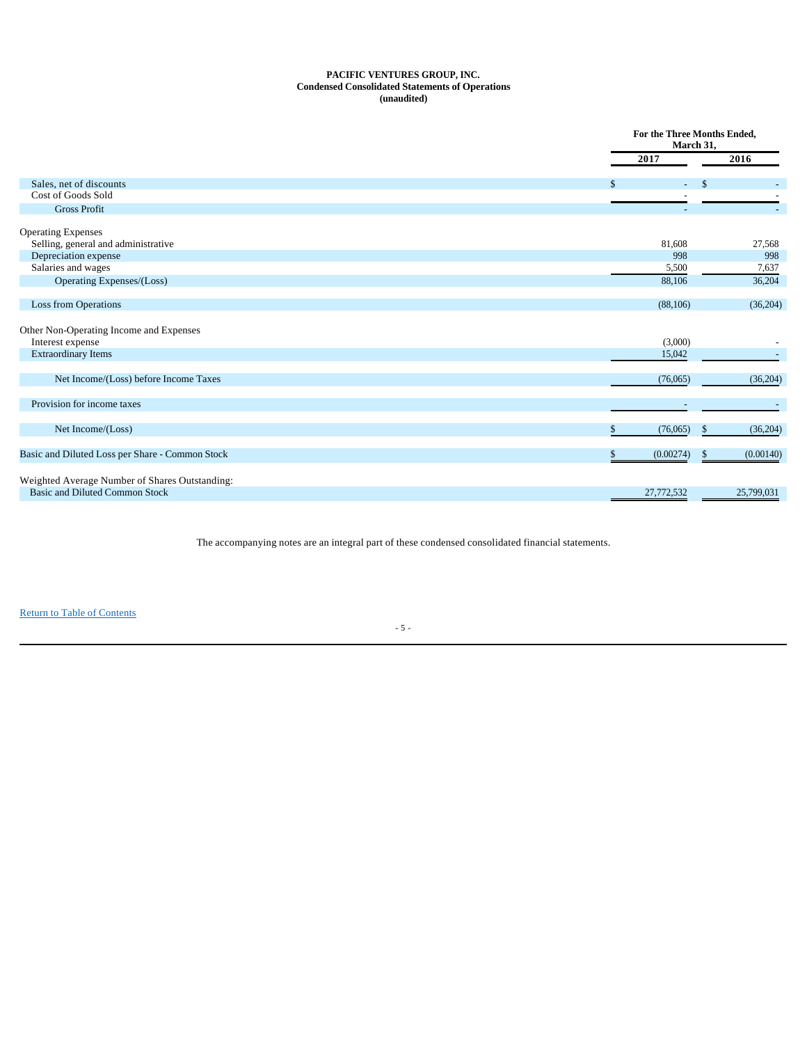**PACIFIC VENTURES GROUP, INC.**
**Condensed Consolidated Statements of Operations**
**(unaudited)**

| | For the Three Months Ended, March 31, | |
|---|---|---|
| | **2017** | **2016** |
| Sales, net of discounts | $ - | $ - |
| Cost of Goods Sold | - | - |
| Gross Profit | - | - |
| Operating Expenses | | |
| Selling, general and administrative | 81,608 | 27,568 |
| Depreciation expense | 998 | 998 |
| Salaries and wages | 5,500 | 7,637 |
| Operating Expenses/(Loss) | 88,106 | 36,204 |
| Loss from Operations | (88,106) | (36,204) |
| Other Non-Operating Income and Expenses | | |
| Interest expense | (3,000) | - |
| Extraordinary Items | 15,042 | - |
| Net Income/(Loss) before Income Taxes | (76,065) | (36,204) |
| Provision for income taxes | - | - |
| Net Income/(Loss) | $ (76,065) | $ (36,204) |
| Basic and Diluted Loss per Share - Common Stock | $ (0.00274) | $ (0.00140) |
| Weighted Average Number of Shares Outstanding: | | |
| Basic and Diluted Common Stock | 27,772,532 | 25,799,031 |

The accompanying notes are an integral part of these condensed consolidated financial statements.

Return to Table of Contents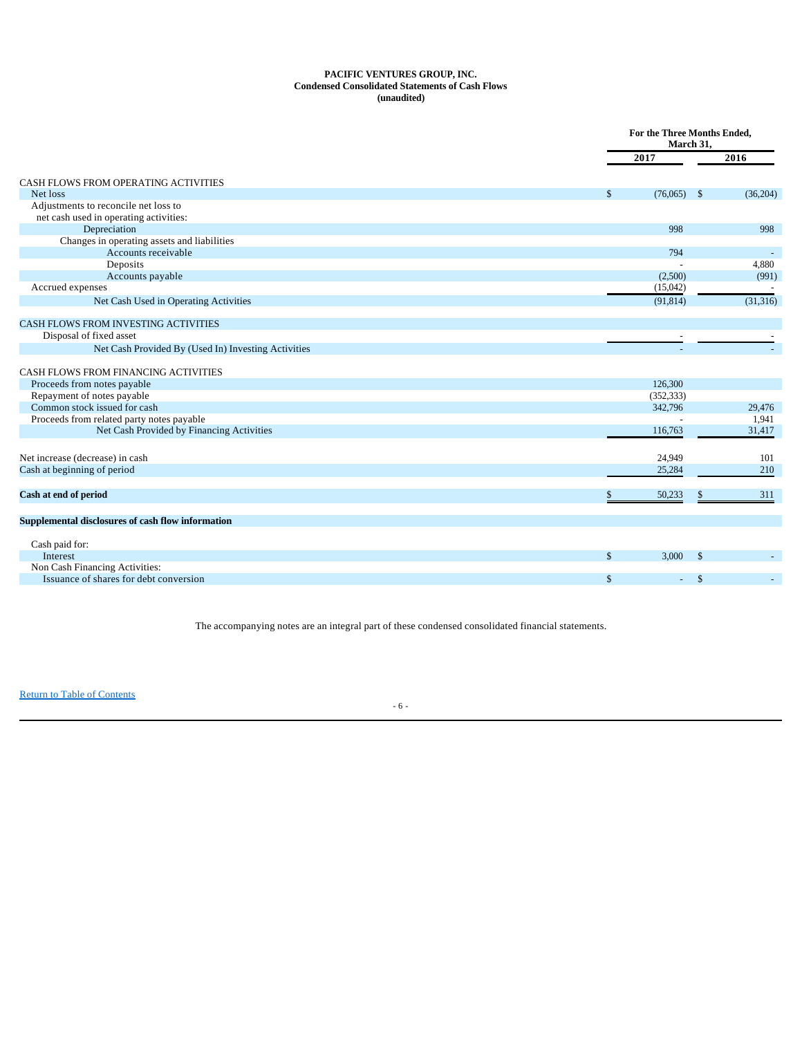**PACIFIC VENTURES GROUP, INC.**
**Condensed Consolidated Statements of Cash Flows**
**(unaudited)**

| | For the Three Months Ended, March 31, | |
|---|---|---|
| | 2017 | 2016 |
| CASH FLOWS FROM OPERATING ACTIVITIES | | |
| Net loss | $ (76,065) | $ (36,204) |
| Adjustments to reconcile net loss to net cash used in operating activities: | | |
| Depreciation | 998 | 998 |
| Changes in operating assets and liabilities | | |
| Accounts receivable | 794 | - |
| Deposits | - | 4,880 |
| Accounts payable | (2,500) | (991) |
| Accrued expenses | (15,042) | - |
| Net Cash Used in Operating Activities | (91,814) | (31,316) |
| CASH FLOWS FROM INVESTING ACTIVITIES | | |
| Disposal of fixed asset | - | - |
| Net Cash Provided By (Used In) Investing Activities | - | - |
| CASH FLOWS FROM FINANCING ACTIVITIES | | |
| Proceeds from notes payable | 126,300 | |
| Repayment of notes payable | (352,333) | |
| Common stock issued for cash | 342,796 | 29,476 |
| Proceeds from related party notes payable | - | 1,941 |
| Net Cash Provided by Financing Activities | 116,763 | 31,417 |
| Net increase (decrease) in cash | 24,949 | 101 |
| Cash at beginning of period | 25,284 | 210 |
| **Cash at end of period** | $ 50,233 | $ 311 |
| **Supplemental disclosures of cash flow information** | | |
| Cash paid for: | | |
| Interest | $ 3,000 | $ - |
| Non Cash Financing Activities: | | |
| Issuance of shares for debt conversion | $ - | $ - |

The accompanying notes are an integral part of these condensed consolidated financial statements.

Return to Table of Contents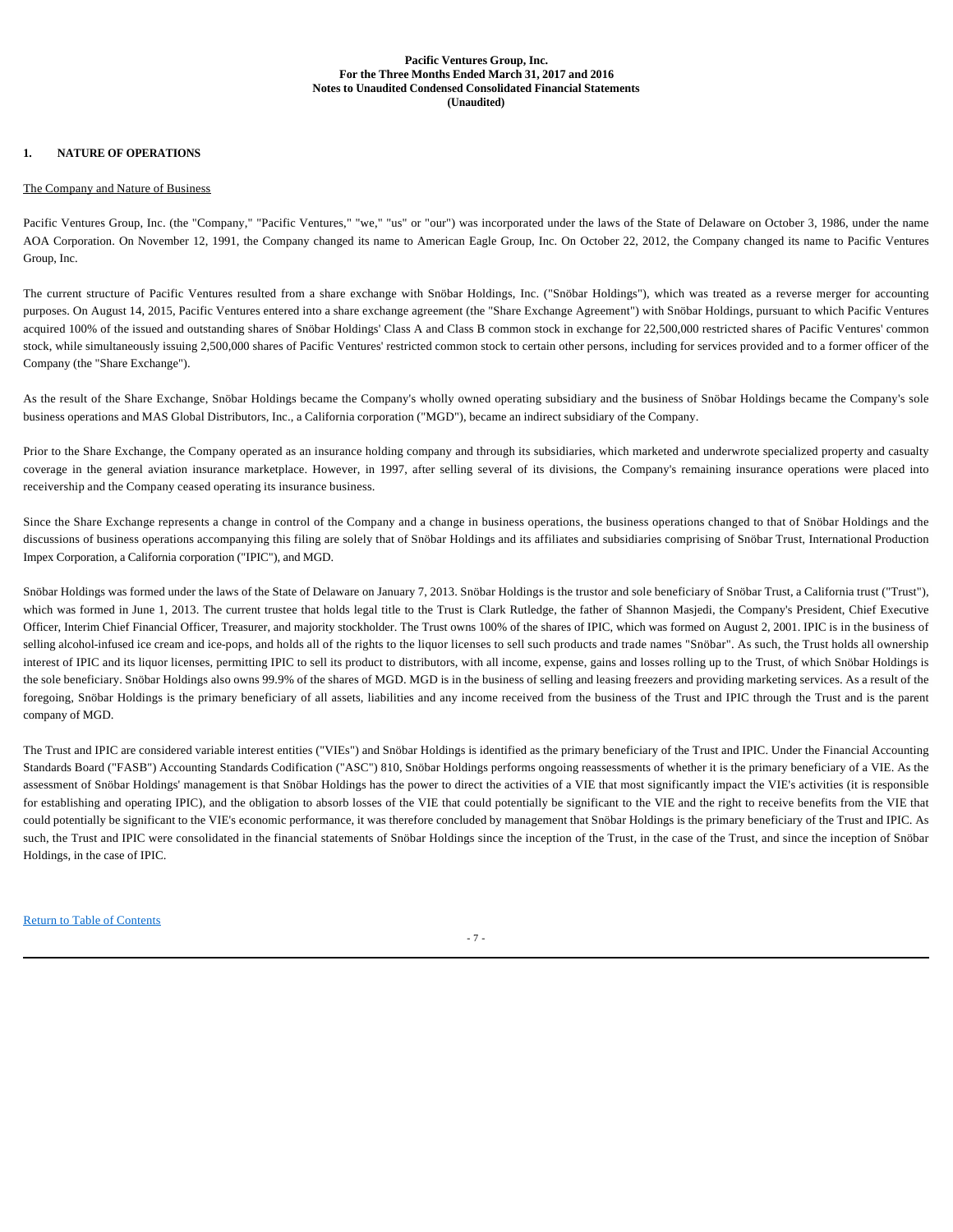**Pacific Ventures Group, Inc.**
**For the Three Months Ended March 31, 2017 and 2016**
**Notes to Unaudited Condensed Consolidated Financial Statements**
**(Unaudited)**

## 1. NATURE OF OPERATIONS

The Company and Nature of Business

Pacific Ventures Group, Inc. (the "Company," "Pacific Ventures," "we," "us" or "our") was incorporated under the laws of the State of Delaware on October 3, 1986, under the name AOA Corporation. On November 12, 1991, the Company changed its name to American Eagle Group, Inc. On October 22, 2012, the Company changed its name to Pacific Ventures Group, Inc.

The current structure of Pacific Ventures resulted from a share exchange with Snöbar Holdings, Inc. ("Snöbar Holdings"), which was treated as a reverse merger for accounting purposes. On August 14, 2015, Pacific Ventures entered into a share exchange agreement (the "Share Exchange Agreement") with Snöbar Holdings, pursuant to which Pacific Ventures acquired 100% of the issued and outstanding shares of Snöbar Holdings' Class A and Class B common stock in exchange for 22,500,000 restricted shares of Pacific Ventures' common stock, while simultaneously issuing 2,500,000 shares of Pacific Ventures' restricted common stock to certain other persons, including for services provided and to a former officer of the Company (the "Share Exchange").

As the result of the Share Exchange, Snöbar Holdings became the Company's wholly owned operating subsidiary and the business of Snöbar Holdings became the Company's sole business operations and MAS Global Distributors, Inc., a California corporation ("MGD"), became an indirect subsidiary of the Company.

Prior to the Share Exchange, the Company operated as an insurance holding company and through its subsidiaries, which marketed and underwrote specialized property and casualty coverage in the general aviation insurance marketplace. However, in 1997, after selling several of its divisions, the Company's remaining insurance operations were placed into receivership and the Company ceased operating its insurance business.

Since the Share Exchange represents a change in control of the Company and a change in business operations, the business operations changed to that of Snöbar Holdings and the discussions of business operations accompanying this filing are solely that of Snöbar Holdings and its affiliates and subsidiaries comprising of Snöbar Trust, International Production Impex Corporation, a California corporation ("IPIC"), and MGD.

Snöbar Holdings was formed under the laws of the State of Delaware on January 7, 2013. Snöbar Holdings is the trustor and sole beneficiary of Snöbar Trust, a California trust ("Trust"), which was formed in June 1, 2013. The current trustee that holds legal title to the Trust is Clark Rutledge, the father of Shannon Masjedi, the Company's President, Chief Executive Officer, Interim Chief Financial Officer, Treasurer, and majority stockholder. The Trust owns 100% of the shares of IPIC, which was formed on August 2, 2001. IPIC is in the business of selling alcohol-infused ice cream and ice-pops, and holds all of the rights to the liquor licenses to sell such products and trade names "Snöbar". As such, the Trust holds all ownership interest of IPIC and its liquor licenses, permitting IPIC to sell its product to distributors, with all income, expense, gains and losses rolling up to the Trust, of which Snöbar Holdings is the sole beneficiary. Snöbar Holdings also owns 99.9% of the shares of MGD. MGD is in the business of selling and leasing freezers and providing marketing services. As a result of the foregoing, Snöbar Holdings is the primary beneficiary of all assets, liabilities and any income received from the business of the Trust and IPIC through the Trust and is the parent company of MGD.

The Trust and IPIC are considered variable interest entities ("VIEs") and Snöbar Holdings is identified as the primary beneficiary of the Trust and IPIC. Under the Financial Accounting Standards Board ("FASB") Accounting Standards Codification ("ASC") 810, Snöbar Holdings performs ongoing reassessments of whether it is the primary beneficiary of a VIE. As the assessment of Snöbar Holdings' management is that Snöbar Holdings has the power to direct the activities of a VIE that most significantly impact the VIE's activities (it is responsible for establishing and operating IPIC), and the obligation to absorb losses of the VIE that could potentially be significant to the VIE and the right to receive benefits from the VIE that could potentially be significant to the VIE's economic performance, it was therefore concluded by management that Snöbar Holdings is the primary beneficiary of the Trust and IPIC. As such, the Trust and IPIC were consolidated in the financial statements of Snöbar Holdings since the inception of the Trust, in the case of the Trust, and since the inception of Snöbar Holdings, in the case of IPIC.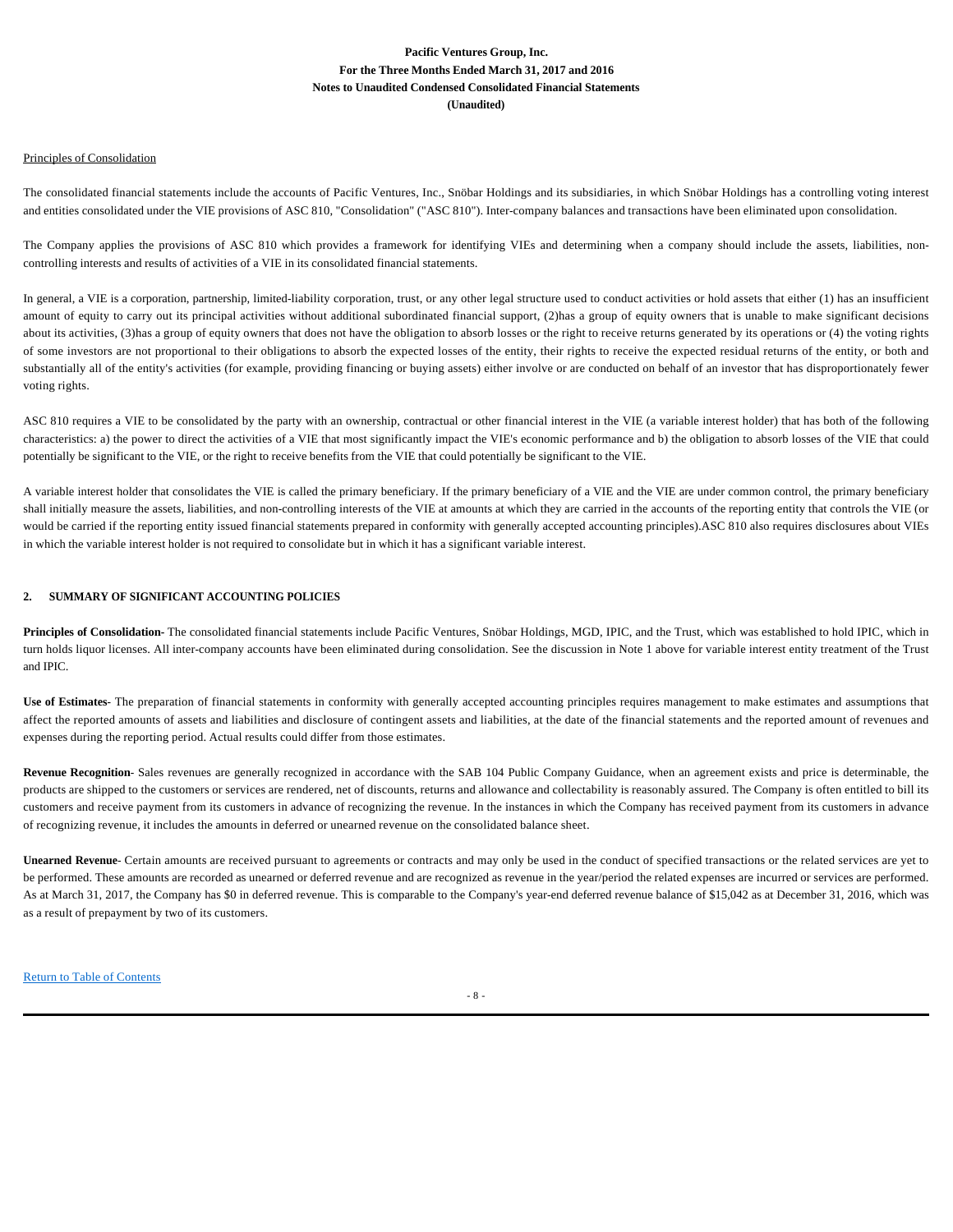Principles of Consolidation

The consolidated financial statements include the accounts of Pacific Ventures, Inc., Snöbar Holdings and its subsidiaries, in which Snöbar Holdings has a controlling voting interest and entities consolidated under the VIE provisions of ASC 810, "Consolidation" ("ASC 810"). Inter-company balances and transactions have been eliminated upon consolidation.

The Company applies the provisions of ASC 810 which provides a framework for identifying VIEs and determining when a company should include the assets, liabilities, non-controlling interests and results of activities of a VIE in its consolidated financial statements.

In general, a VIE is a corporation, partnership, limited-liability corporation, trust, or any other legal structure used to conduct activities or hold assets that either (1) has an insufficient amount of equity to carry out its principal activities without additional subordinated financial support, (2)has a group of equity owners that is unable to make significant decisions about its activities, (3)has a group of equity owners that does not have the obligation to absorb losses or the right to receive returns generated by its operations or (4) the voting rights of some investors are not proportional to their obligations to absorb the expected losses of the entity, their rights to receive the expected residual returns of the entity, or both and substantially all of the entity's activities (for example, providing financing or buying assets) either involve or are conducted on behalf of an investor that has disproportionately fewer voting rights.

ASC 810 requires a VIE to be consolidated by the party with an ownership, contractual or other financial interest in the VIE (a variable interest holder) that has both of the following characteristics: a) the power to direct the activities of a VIE that most significantly impact the VIE's economic performance and b) the obligation to absorb losses of the VIE that could potentially be significant to the VIE, or the right to receive benefits from the VIE that could potentially be significant to the VIE.

A variable interest holder that consolidates the VIE is called the primary beneficiary. If the primary beneficiary of a VIE and the VIE are under common control, the primary beneficiary shall initially measure the assets, liabilities, and non-controlling interests of the VIE at amounts at which they are carried in the accounts of the reporting entity that controls the VIE (or would be carried if the reporting entity issued financial statements prepared in conformity with generally accepted accounting principles).ASC 810 also requires disclosures about VIEs in which the variable interest holder is not required to consolidate but in which it has a significant variable interest.

## 2. SUMMARY OF SIGNIFICANT ACCOUNTING POLICIES

**Principles of Consolidation**- The consolidated financial statements include Pacific Ventures, Snöbar Holdings, MGD, IPIC, and the Trust, which was established to hold IPIC, which in turn holds liquor licenses. All inter-company accounts have been eliminated during consolidation. See the discussion in Note 1 above for variable interest entity treatment of the Trust and IPIC.

**Use of Estimates**- The preparation of financial statements in conformity with generally accepted accounting principles requires management to make estimates and assumptions that affect the reported amounts of assets and liabilities and disclosure of contingent assets and liabilities, at the date of the financial statements and the reported amount of revenues and expenses during the reporting period. Actual results could differ from those estimates.

**Revenue Recognition**- Sales revenues are generally recognized in accordance with the SAB 104 Public Company Guidance, when an agreement exists and price is determinable, the products are shipped to the customers or services are rendered, net of discounts, returns and allowance and collectability is reasonably assured. The Company is often entitled to bill its customers and receive payment from its customers in advance of recognizing the revenue. In the instances in which the Company has received payment from its customers in advance of recognizing revenue, it includes the amounts in deferred or unearned revenue on the consolidated balance sheet.

**Unearned Revenue**- Certain amounts are received pursuant to agreements or contracts and may only be used in the conduct of specified transactions or the related services are yet to be performed. These amounts are recorded as unearned or deferred revenue and are recognized as revenue in the year/period the related expenses are incurred or services are performed. As at March 31, 2017, the Company has $0 in deferred revenue. This is comparable to the Company's year-end deferred revenue balance of $15,042 as at December 31, 2016, which was as a result of prepayment by two of its customers.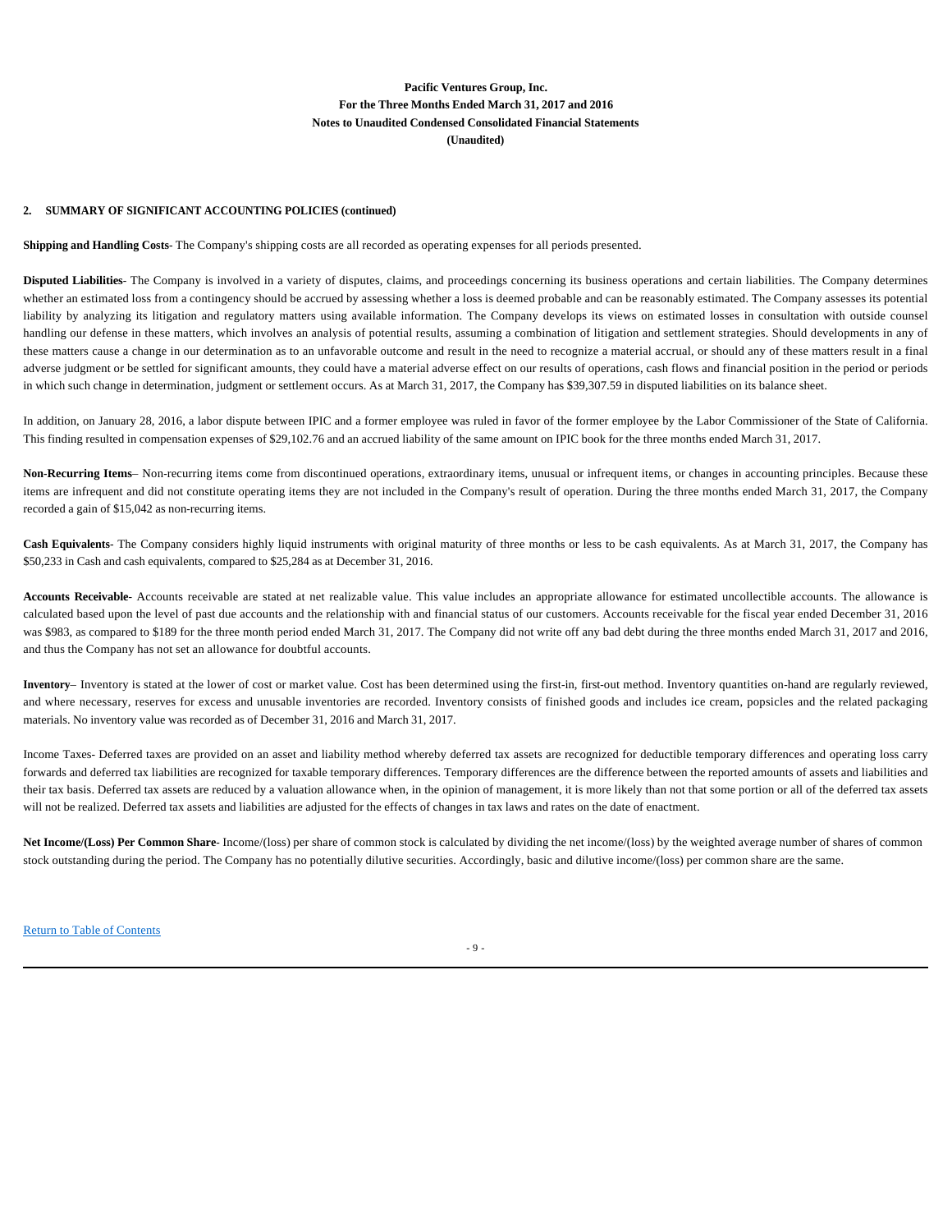**2. SUMMARY OF SIGNIFICANT ACCOUNTING POLICIES (continued)**

**Shipping and Handling Costs**- The Company's shipping costs are all recorded as operating expenses for all periods presented.

**Disputed Liabilities**- The Company is involved in a variety of disputes, claims, and proceedings concerning its business operations and certain liabilities. The Company determines whether an estimated loss from a contingency should be accrued by assessing whether a loss is deemed probable and can be reasonably estimated. The Company assesses its potential liability by analyzing its litigation and regulatory matters using available information. The Company develops its views on estimated losses in consultation with outside counsel handling our defense in these matters, which involves an analysis of potential results, assuming a combination of litigation and settlement strategies. Should developments in any of these matters cause a change in our determination as to an unfavorable outcome and result in the need to recognize a material accrual, or should any of these matters result in a final adverse judgment or be settled for significant amounts, they could have a material adverse effect on our results of operations, cash flows and financial position in the period or periods in which such change in determination, judgment or settlement occurs. As at March 31, 2017, the Company has $39,307.59 in disputed liabilities on its balance sheet.

In addition, on January 28, 2016, a labor dispute between IPIC and a former employee was ruled in favor of the former employee by the Labor Commissioner of the State of California. This finding resulted in compensation expenses of $29,102.76 and an accrued liability of the same amount on IPIC book for the three months ended March 31, 2017.

**Non-Recurring Items**– Non-recurring items come from discontinued operations, extraordinary items, unusual or infrequent items, or changes in accounting principles. Because these items are infrequent and did not constitute operating items they are not included in the Company's result of operation. During the three months ended March 31, 2017, the Company recorded a gain of $15,042 as non-recurring items.

**Cash Equivalents**- The Company considers highly liquid instruments with original maturity of three months or less to be cash equivalents. As at March 31, 2017, the Company has $50,233 in Cash and cash equivalents, compared to $25,284 as at December 31, 2016.

**Accounts Receivable**- Accounts receivable are stated at net realizable value. This value includes an appropriate allowance for estimated uncollectible accounts. The allowance is calculated based upon the level of past due accounts and the relationship with and financial status of our customers. Accounts receivable for the fiscal year ended December 31, 2016 was $983, as compared to $189 for the three month period ended March 31, 2017. The Company did not write off any bad debt during the three months ended March 31, 2017 and 2016, and thus the Company has not set an allowance for doubtful accounts.

**Inventory**– Inventory is stated at the lower of cost or market value. Cost has been determined using the first-in, first-out method. Inventory quantities on-hand are regularly reviewed, and where necessary, reserves for excess and unusable inventories are recorded. Inventory consists of finished goods and includes ice cream, popsicles and the related packaging materials. No inventory value was recorded as of December 31, 2016 and March 31, 2017.

Income Taxes- Deferred taxes are provided on an asset and liability method whereby deferred tax assets are recognized for deductible temporary differences and operating loss carry forwards and deferred tax liabilities are recognized for taxable temporary differences. Temporary differences are the difference between the reported amounts of assets and liabilities and their tax basis. Deferred tax assets are reduced by a valuation allowance when, in the opinion of management, it is more likely than not that some portion or all of the deferred tax assets will not be realized. Deferred tax assets and liabilities are adjusted for the effects of changes in tax laws and rates on the date of enactment.

**Net Income/(Loss) Per Common Share**- Income/(loss) per share of common stock is calculated by dividing the net income/(loss) by the weighted average number of shares of common stock outstanding during the period. The Company has no potentially dilutive securities. Accordingly, basic and dilutive income/(loss) per common share are the same.

[Return to Table of Contents]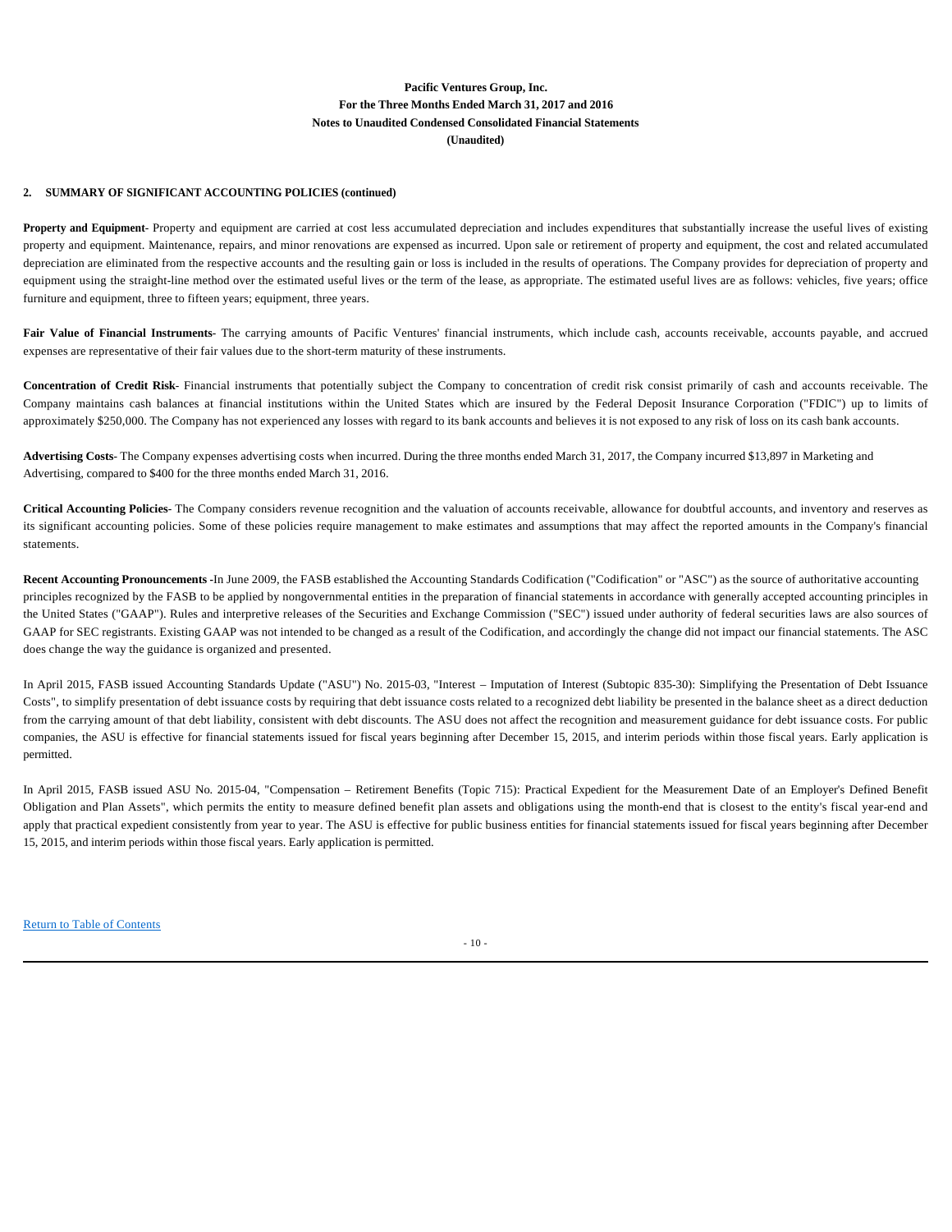Pacific Ventures Group, Inc.
For the Three Months Ended March 31, 2017 and 2016
Notes to Unaudited Condensed Consolidated Financial Statements
(Unaudited)

**2. SUMMARY OF SIGNIFICANT ACCOUNTING POLICIES (continued)**

**Property and Equipment**- Property and equipment are carried at cost less accumulated depreciation and includes expenditures that substantially increase the useful lives of existing property and equipment. Maintenance, repairs, and minor renovations are expensed as incurred. Upon sale or retirement of property and equipment, the cost and related accumulated depreciation are eliminated from the respective accounts and the resulting gain or loss is included in the results of operations. The Company provides for depreciation of property and equipment using the straight-line method over the estimated useful lives or the term of the lease, as appropriate. The estimated useful lives are as follows: vehicles, five years; office furniture and equipment, three to fifteen years; equipment, three years.

**Fair Value of Financial Instruments**- The carrying amounts of Pacific Ventures' financial instruments, which include cash, accounts receivable, accounts payable, and accrued expenses are representative of their fair values due to the short-term maturity of these instruments.

**Concentration of Credit Risk**- Financial instruments that potentially subject the Company to concentration of credit risk consist primarily of cash and accounts receivable. The Company maintains cash balances at financial institutions within the United States which are insured by the Federal Deposit Insurance Corporation ("FDIC") up to limits of approximately $250,000. The Company has not experienced any losses with regard to its bank accounts and believes it is not exposed to any risk of loss on its cash bank accounts.

**Advertising Costs**- The Company expenses advertising costs when incurred. During the three months ended March 31, 2017, the Company incurred $13,897 in Marketing and Advertising, compared to $400 for the three months ended March 31, 2016.

**Critical Accounting Policies**- The Company considers revenue recognition and the valuation of accounts receivable, allowance for doubtful accounts, and inventory and reserves as its significant accounting policies. Some of these policies require management to make estimates and assumptions that may affect the reported amounts in the Company's financial statements.

**Recent Accounting Pronouncements -**In June 2009, the FASB established the Accounting Standards Codification ("Codification" or "ASC") as the source of authoritative accounting principles recognized by the FASB to be applied by nongovernmental entities in the preparation of financial statements in accordance with generally accepted accounting principles in the United States ("GAAP"). Rules and interpretive releases of the Securities and Exchange Commission ("SEC") issued under authority of federal securities laws are also sources of GAAP for SEC registrants. Existing GAAP was not intended to be changed as a result of the Codification, and accordingly the change did not impact our financial statements. The ASC does change the way the guidance is organized and presented.

In April 2015, FASB issued Accounting Standards Update ("ASU") No. 2015-03, "Interest – Imputation of Interest (Subtopic 835-30): Simplifying the Presentation of Debt Issuance Costs", to simplify presentation of debt issuance costs by requiring that debt issuance costs related to a recognized debt liability be presented in the balance sheet as a direct deduction from the carrying amount of that debt liability, consistent with debt discounts. The ASU does not affect the recognition and measurement guidance for debt issuance costs. For public companies, the ASU is effective for financial statements issued for fiscal years beginning after December 15, 2015, and interim periods within those fiscal years. Early application is permitted.

In April 2015, FASB issued ASU No. 2015-04, "Compensation – Retirement Benefits (Topic 715): Practical Expedient for the Measurement Date of an Employer's Defined Benefit Obligation and Plan Assets", which permits the entity to measure defined benefit plan assets and obligations using the month-end that is closest to the entity's fiscal year-end and apply that practical expedient consistently from year to year. The ASU is effective for public business entities for financial statements issued for fiscal years beginning after December 15, 2015, and interim periods within those fiscal years. Early application is permitted.

Return to Table of Contents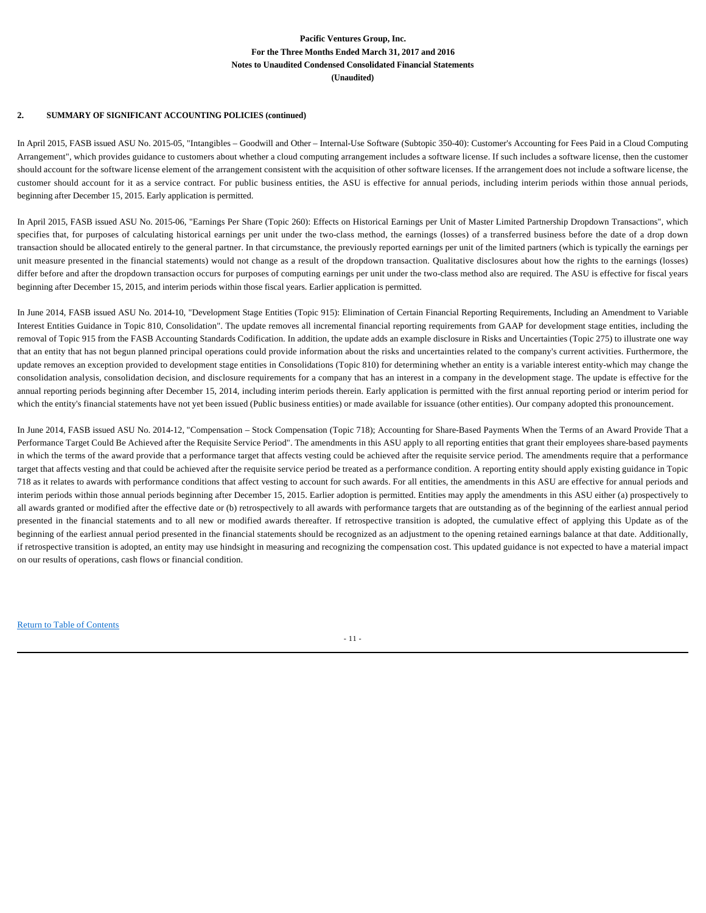**2. SUMMARY OF SIGNIFICANT ACCOUNTING POLICIES (continued)**

In April 2015, FASB issued ASU No. 2015-05, "Intangibles – Goodwill and Other – Internal-Use Software (Subtopic 350-40): Customer's Accounting for Fees Paid in a Cloud Computing Arrangement", which provides guidance to customers about whether a cloud computing arrangement includes a software license. If such includes a software license, then the customer should account for the software license element of the arrangement consistent with the acquisition of other software licenses. If the arrangement does not include a software license, the customer should account for it as a service contract. For public business entities, the ASU is effective for annual periods, including interim periods within those annual periods, beginning after December 15, 2015. Early application is permitted.

In April 2015, FASB issued ASU No. 2015-06, "Earnings Per Share (Topic 260): Effects on Historical Earnings per Unit of Master Limited Partnership Dropdown Transactions", which specifies that, for purposes of calculating historical earnings per unit under the two-class method, the earnings (losses) of a transferred business before the date of a drop down transaction should be allocated entirely to the general partner. In that circumstance, the previously reported earnings per unit of the limited partners (which is typically the earnings per unit measure presented in the financial statements) would not change as a result of the dropdown transaction. Qualitative disclosures about how the rights to the earnings (losses) differ before and after the dropdown transaction occurs for purposes of computing earnings per unit under the two-class method also are required. The ASU is effective for fiscal years beginning after December 15, 2015, and interim periods within those fiscal years. Earlier application is permitted.

In June 2014, FASB issued ASU No. 2014-10, "Development Stage Entities (Topic 915): Elimination of Certain Financial Reporting Requirements, Including an Amendment to Variable Interest Entities Guidance in Topic 810, Consolidation". The update removes all incremental financial reporting requirements from GAAP for development stage entities, including the removal of Topic 915 from the FASB Accounting Standards Codification. In addition, the update adds an example disclosure in Risks and Uncertainties (Topic 275) to illustrate one way that an entity that has not begun planned principal operations could provide information about the risks and uncertainties related to the company's current activities. Furthermore, the update removes an exception provided to development stage entities in Consolidations (Topic 810) for determining whether an entity is a variable interest entity-which may change the consolidation analysis, consolidation decision, and disclosure requirements for a company that has an interest in a company in the development stage. The update is effective for the annual reporting periods beginning after December 15, 2014, including interim periods therein. Early application is permitted with the first annual reporting period or interim period for which the entity's financial statements have not yet been issued (Public business entities) or made available for issuance (other entities). Our company adopted this pronouncement.

In June 2014, FASB issued ASU No. 2014-12, "Compensation – Stock Compensation (Topic 718); Accounting for Share-Based Payments When the Terms of an Award Provide That a Performance Target Could Be Achieved after the Requisite Service Period". The amendments in this ASU apply to all reporting entities that grant their employees share-based payments in which the terms of the award provide that a performance target that affects vesting could be achieved after the requisite service period. The amendments require that a performance target that affects vesting and that could be achieved after the requisite service period be treated as a performance condition. A reporting entity should apply existing guidance in Topic 718 as it relates to awards with performance conditions that affect vesting to account for such awards. For all entities, the amendments in this ASU are effective for annual periods and interim periods within those annual periods beginning after December 15, 2015. Earlier adoption is permitted. Entities may apply the amendments in this ASU either (a) prospectively to all awards granted or modified after the effective date or (b) retrospectively to all awards with performance targets that are outstanding as of the beginning of the earliest annual period presented in the financial statements and to all new or modified awards thereafter. If retrospective transition is adopted, the cumulative effect of applying this Update as of the beginning of the earliest annual period presented in the financial statements should be recognized as an adjustment to the opening retained earnings balance at that date. Additionally, if retrospective transition is adopted, an entity may use hindsight in measuring and recognizing the compensation cost. This updated guidance is not expected to have a material impact on our results of operations, cash flows or financial condition.

Return to Table of Contents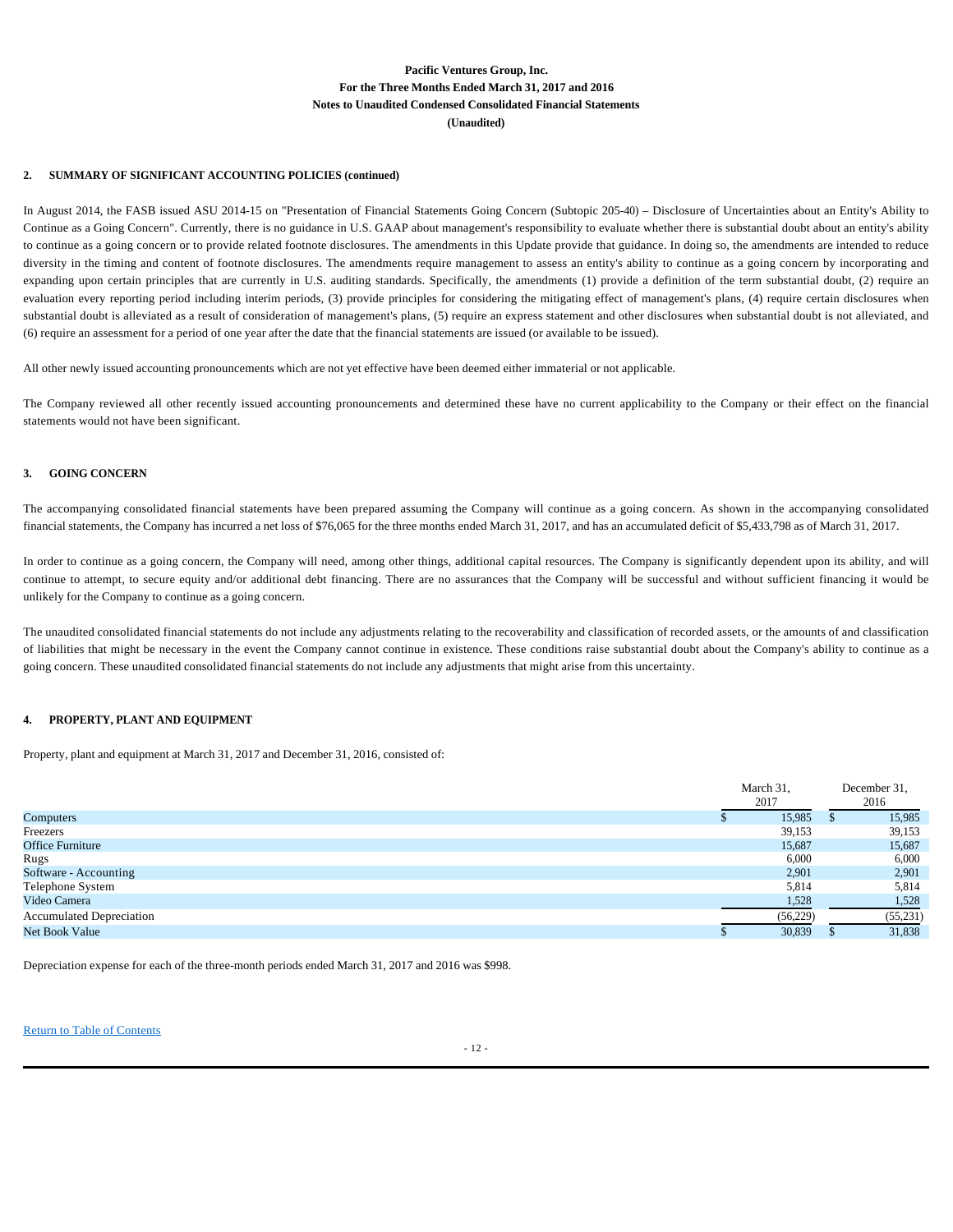**Pacific Ventures Group, Inc.**
**For the Three Months Ended March 31, 2017 and 2016**
**Notes to Unaudited Condensed Consolidated Financial Statements**
**(Unaudited)**

## 2. SUMMARY OF SIGNIFICANT ACCOUNTING POLICIES (continued)

In August 2014, the FASB issued ASU 2014-15 on "Presentation of Financial Statements Going Concern (Subtopic 205-40) – Disclosure of Uncertainties about an Entity's Ability to Continue as a Going Concern". Currently, there is no guidance in U.S. GAAP about management's responsibility to evaluate whether there is substantial doubt about an entity's ability to continue as a going concern or to provide related footnote disclosures. The amendments in this Update provide that guidance. In doing so, the amendments are intended to reduce diversity in the timing and content of footnote disclosures. The amendments require management to assess an entity's ability to continue as a going concern by incorporating and expanding upon certain principles that are currently in U.S. auditing standards. Specifically, the amendments (1) provide a definition of the term substantial doubt, (2) require an evaluation every reporting period including interim periods, (3) provide principles for considering the mitigating effect of management's plans, (4) require certain disclosures when substantial doubt is alleviated as a result of consideration of management's plans, (5) require an express statement and other disclosures when substantial doubt is not alleviated, and (6) require an assessment for a period of one year after the date that the financial statements are issued (or available to be issued).

All other newly issued accounting pronouncements which are not yet effective have been deemed either immaterial or not applicable.

The Company reviewed all other recently issued accounting pronouncements and determined these have no current applicability to the Company or their effect on the financial statements would not have been significant.

## 3. GOING CONCERN

The accompanying consolidated financial statements have been prepared assuming the Company will continue as a going concern. As shown in the accompanying consolidated financial statements, the Company has incurred a net loss of $76,065 for the three months ended March 31, 2017, and has an accumulated deficit of $5,433,798 as of March 31, 2017.

In order to continue as a going concern, the Company will need, among other things, additional capital resources. The Company is significantly dependent upon its ability, and will continue to attempt, to secure equity and/or additional debt financing. There are no assurances that the Company will be successful and without sufficient financing it would be unlikely for the Company to continue as a going concern.

The unaudited consolidated financial statements do not include any adjustments relating to the recoverability and classification of recorded assets, or the amounts of and classification of liabilities that might be necessary in the event the Company cannot continue in existence. These conditions raise substantial doubt about the Company's ability to continue as a going concern. These unaudited consolidated financial statements do not include any adjustments that might arise from this uncertainty.

## 4. PROPERTY, PLANT AND EQUIPMENT

Property, plant and equipment at March 31, 2017 and December 31, 2016, consisted of:

| | March 31, 2017 | December 31, 2016 |
|---|---|---|
| Computers | $ 15,985 | $ 15,985 |
| Freezers | 39,153 | 39,153 |
| Office Furniture | 15,687 | 15,687 |
| Rugs | 6,000 | 6,000 |
| Software - Accounting | 2,901 | 2,901 |
| Telephone System | 5,814 | 5,814 |
| Video Camera | 1,528 | 1,528 |
| Accumulated Depreciation | (56,229) | (55,231) |
| Net Book Value | $ 30,839 | $ 31,838 |

Depreciation expense for each of the three-month periods ended March 31, 2017 and 2016 was $998.

Return to Table of Contents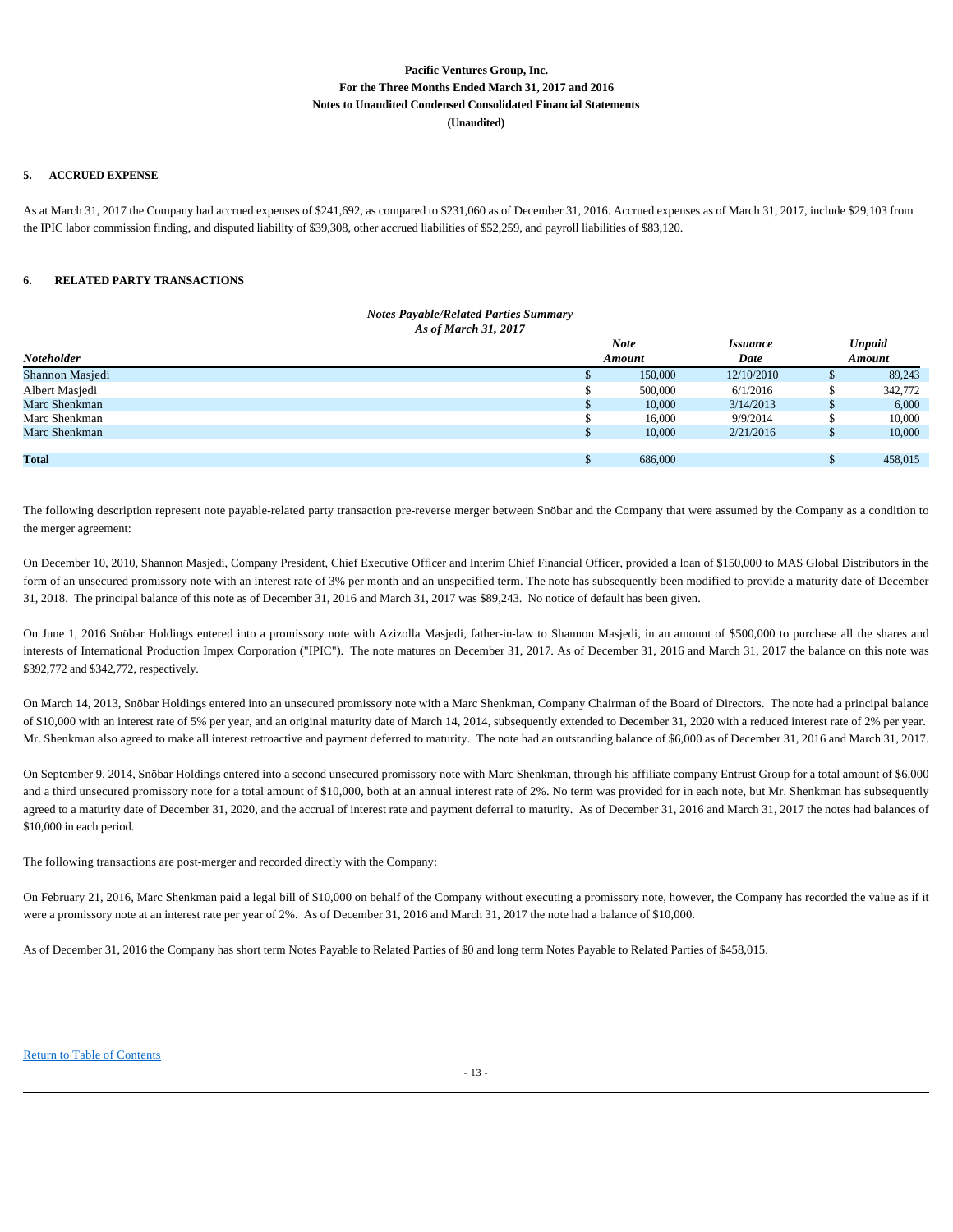**Pacific Ventures Group, Inc.**
**For the Three Months Ended March 31, 2017 and 2016**
**Notes to Unaudited Condensed Consolidated Financial Statements**
**(Unaudited)**

**5. ACCRUED EXPENSE**

As at March 31, 2017 the Company had accrued expenses of $241,692, as compared to $231,060 as of December 31, 2016. Accrued expenses as of March 31, 2017, include $29,103 from the IPIC labor commission finding, and disputed liability of $39,308, other accrued liabilities of $52,259, and payroll liabilities of $83,120.

**6. RELATED PARTY TRANSACTIONS**

***Notes Payable/Related Parties Summary***
***As of March 31, 2017***

| *Noteholder* | *Note Amount* | *Issuance Date* | *Unpaid Amount* |
|---|---|---|---|
| Shannon Masjedi | $ 150,000 | 12/10/2010 | $ 89,243 |
| Albert Masjedi | $ 500,000 | 6/1/2016 | $ 342,772 |
| Marc Shenkman | $ 10,000 | 3/14/2013 | $ 6,000 |
| Marc Shenkman | $ 16,000 | 9/9/2014 | $ 10,000 |
| Marc Shenkman | $ 10,000 | 2/21/2016 | $ 10,000 |
| | | | |
| **Total** | $ 686,000 | | $ 458,015 |

The following description represent note payable-related party transaction pre-reverse merger between Snöbar and the Company that were assumed by the Company as a condition to the merger agreement:

On December 10, 2010, Shannon Masjedi, Company President, Chief Executive Officer and Interim Chief Financial Officer, provided a loan of $150,000 to MAS Global Distributors in the form of an unsecured promissory note with an interest rate of 3% per month and an unspecified term. The note has subsequently been modified to provide a maturity date of December 31, 2018. The principal balance of this note as of December 31, 2016 and March 31, 2017 was $89,243. No notice of default has been given.

On June 1, 2016 Snöbar Holdings entered into a promissory note with Azizolla Masjedi, father-in-law to Shannon Masjedi, in an amount of $500,000 to purchase all the shares and interests of International Production Impex Corporation ("IPIC"). The note matures on December 31, 2017. As of December 31, 2016 and March 31, 2017 the balance on this note was $392,772 and $342,772, respectively.

On March 14, 2013, Snöbar Holdings entered into an unsecured promissory note with a Marc Shenkman, Company Chairman of the Board of Directors. The note had a principal balance of $10,000 with an interest rate of 5% per year, and an original maturity date of March 14, 2014, subsequently extended to December 31, 2020 with a reduced interest rate of 2% per year. Mr. Shenkman also agreed to make all interest retroactive and payment deferred to maturity. The note had an outstanding balance of $6,000 as of December 31, 2016 and March 31, 2017.

On September 9, 2014, Snöbar Holdings entered into a second unsecured promissory note with Marc Shenkman, through his affiliate company Entrust Group for a total amount of $6,000 and a third unsecured promissory note for a total amount of $10,000, both at an annual interest rate of 2%. No term was provided for in each note, but Mr. Shenkman has subsequently agreed to a maturity date of December 31, 2020, and the accrual of interest rate and payment deferral to maturity. As of December 31, 2016 and March 31, 2017 the notes had balances of $10,000 in each period.

The following transactions are post-merger and recorded directly with the Company:

On February 21, 2016, Marc Shenkman paid a legal bill of $10,000 on behalf of the Company without executing a promissory note, however, the Company has recorded the value as if it were a promissory note at an interest rate per year of 2%. As of December 31, 2016 and March 31, 2017 the note had a balance of $10,000.

As of December 31, 2016 the Company has short term Notes Payable to Related Parties of $0 and long term Notes Payable to Related Parties of $458,015.

[Return to Table of Contents]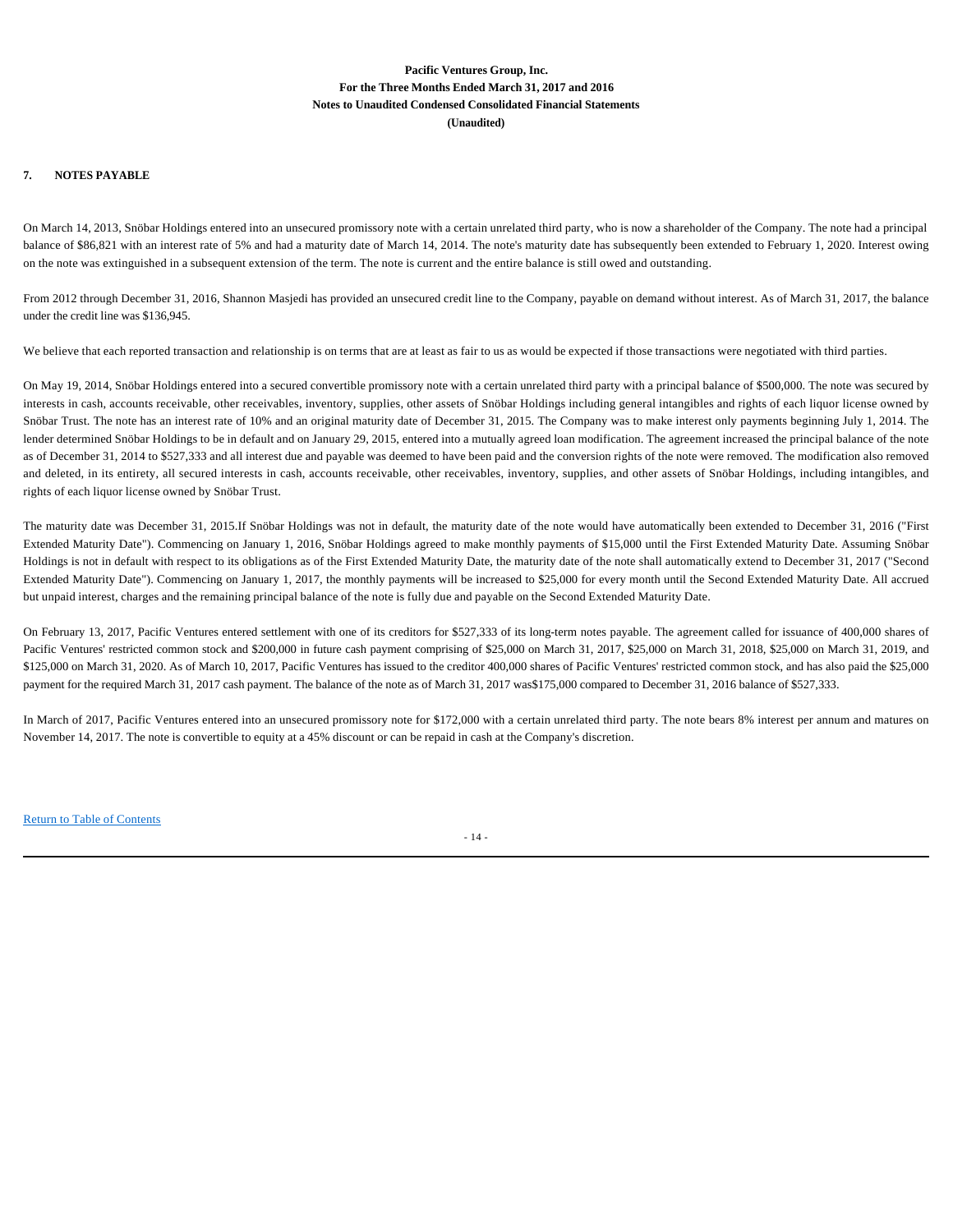**Pacific Ventures Group, Inc.**
**For the Three Months Ended March 31, 2017 and 2016**
**Notes to Unaudited Condensed Consolidated Financial Statements**
**(Unaudited)**

## 7. NOTES PAYABLE

On March 14, 2013, Snöbar Holdings entered into an unsecured promissory note with a certain unrelated third party, who is now a shareholder of the Company. The note had a principal balance of $86,821 with an interest rate of 5% and had a maturity date of March 14, 2014. The note's maturity date has subsequently been extended to February 1, 2020. Interest owing on the note was extinguished in a subsequent extension of the term. The note is current and the entire balance is still owed and outstanding.

From 2012 through December 31, 2016, Shannon Masjedi has provided an unsecured credit line to the Company, payable on demand without interest. As of March 31, 2017, the balance under the credit line was $136,945.

We believe that each reported transaction and relationship is on terms that are at least as fair to us as would be expected if those transactions were negotiated with third parties.

On May 19, 2014, Snöbar Holdings entered into a secured convertible promissory note with a certain unrelated third party with a principal balance of $500,000. The note was secured by interests in cash, accounts receivable, other receivables, inventory, supplies, other assets of Snöbar Holdings including general intangibles and rights of each liquor license owned by Snöbar Trust. The note has an interest rate of 10% and an original maturity date of December 31, 2015. The Company was to make interest only payments beginning July 1, 2014. The lender determined Snöbar Holdings to be in default and on January 29, 2015, entered into a mutually agreed loan modification. The agreement increased the principal balance of the note as of December 31, 2014 to $527,333 and all interest due and payable was deemed to have been paid and the conversion rights of the note were removed. The modification also removed and deleted, in its entirety, all secured interests in cash, accounts receivable, other receivables, inventory, supplies, and other assets of Snöbar Holdings, including intangibles, and rights of each liquor license owned by Snöbar Trust.

The maturity date was December 31, 2015.If Snöbar Holdings was not in default, the maturity date of the note would have automatically been extended to December 31, 2016 ("First Extended Maturity Date"). Commencing on January 1, 2016, Snöbar Holdings agreed to make monthly payments of $15,000 until the First Extended Maturity Date. Assuming Snöbar Holdings is not in default with respect to its obligations as of the First Extended Maturity Date, the maturity date of the note shall automatically extend to December 31, 2017 ("Second Extended Maturity Date"). Commencing on January 1, 2017, the monthly payments will be increased to $25,000 for every month until the Second Extended Maturity Date. All accrued but unpaid interest, charges and the remaining principal balance of the note is fully due and payable on the Second Extended Maturity Date.

On February 13, 2017, Pacific Ventures entered settlement with one of its creditors for $527,333 of its long-term notes payable. The agreement called for issuance of 400,000 shares of Pacific Ventures' restricted common stock and $200,000 in future cash payment comprising of $25,000 on March 31, 2017, $25,000 on March 31, 2018, $25,000 on March 31, 2019, and $125,000 on March 31, 2020. As of March 10, 2017, Pacific Ventures has issued to the creditor 400,000 shares of Pacific Ventures' restricted common stock, and has also paid the $25,000 payment for the required March 31, 2017 cash payment. The balance of the note as of March 31, 2017 was$175,000 compared to December 31, 2016 balance of $527,333.

In March of 2017, Pacific Ventures entered into an unsecured promissory note for $172,000 with a certain unrelated third party. The note bears 8% interest per annum and matures on November 14, 2017. The note is convertible to equity at a 45% discount or can be repaid in cash at the Company's discretion.

Return to Table of Contents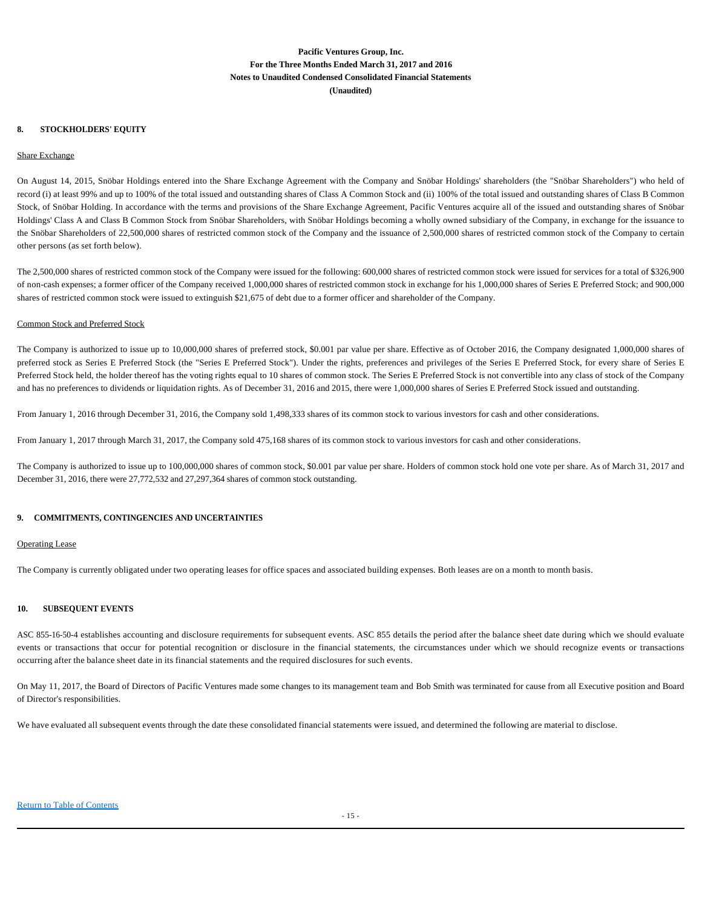## 8. STOCKHOLDERS' EQUITY

Share Exchange

On August 14, 2015, Snöbar Holdings entered into the Share Exchange Agreement with the Company and Snöbar Holdings' shareholders (the "Snöbar Shareholders") who held of record (i) at least 99% and up to 100% of the total issued and outstanding shares of Class A Common Stock and (ii) 100% of the total issued and outstanding shares of Class B Common Stock, of Snöbar Holding. In accordance with the terms and provisions of the Share Exchange Agreement, Pacific Ventures acquire all of the issued and outstanding shares of Snöbar Holdings' Class A and Class B Common Stock from Snöbar Shareholders, with Snöbar Holdings becoming a wholly owned subsidiary of the Company, in exchange for the issuance to the Snöbar Shareholders of 22,500,000 shares of restricted common stock of the Company and the issuance of 2,500,000 shares of restricted common stock of the Company to certain other persons (as set forth below).

The 2,500,000 shares of restricted common stock of the Company were issued for the following: 600,000 shares of restricted common stock were issued for services for a total of $326,900 of non-cash expenses; a former officer of the Company received 1,000,000 shares of restricted common stock in exchange for his 1,000,000 shares of Series E Preferred Stock; and 900,000 shares of restricted common stock were issued to extinguish $21,675 of debt due to a former officer and shareholder of the Company.

Common Stock and Preferred Stock

The Company is authorized to issue up to 10,000,000 shares of preferred stock, $0.001 par value per share. Effective as of October 2016, the Company designated 1,000,000 shares of preferred stock as Series E Preferred Stock (the "Series E Preferred Stock"). Under the rights, preferences and privileges of the Series E Preferred Stock, for every share of Series E Preferred Stock held, the holder thereof has the voting rights equal to 10 shares of common stock. The Series E Preferred Stock is not convertible into any class of stock of the Company and has no preferences to dividends or liquidation rights. As of December 31, 2016 and 2015, there were 1,000,000 shares of Series E Preferred Stock issued and outstanding.

From January 1, 2016 through December 31, 2016, the Company sold 1,498,333 shares of its common stock to various investors for cash and other considerations.

From January 1, 2017 through March 31, 2017, the Company sold 475,168 shares of its common stock to various investors for cash and other considerations.

The Company is authorized to issue up to 100,000,000 shares of common stock, $0.001 par value per share. Holders of common stock hold one vote per share. As of March 31, 2017 and December 31, 2016, there were 27,772,532 and 27,297,364 shares of common stock outstanding.

## 9. COMMITMENTS, CONTINGENCIES AND UNCERTAINTIES

Operating Lease

The Company is currently obligated under two operating leases for office spaces and associated building expenses. Both leases are on a month to month basis.

## 10. SUBSEQUENT EVENTS

ASC 855-16-50-4 establishes accounting and disclosure requirements for subsequent events. ASC 855 details the period after the balance sheet date during which we should evaluate events or transactions that occur for potential recognition or disclosure in the financial statements, the circumstances under which we should recognize events or transactions occurring after the balance sheet date in its financial statements and the required disclosures for such events.

On May 11, 2017, the Board of Directors of Pacific Ventures made some changes to its management team and Bob Smith was terminated for cause from all Executive position and Board of Director's responsibilities.

We have evaluated all subsequent events through the date these consolidated financial statements were issued, and determined the following are material to disclose.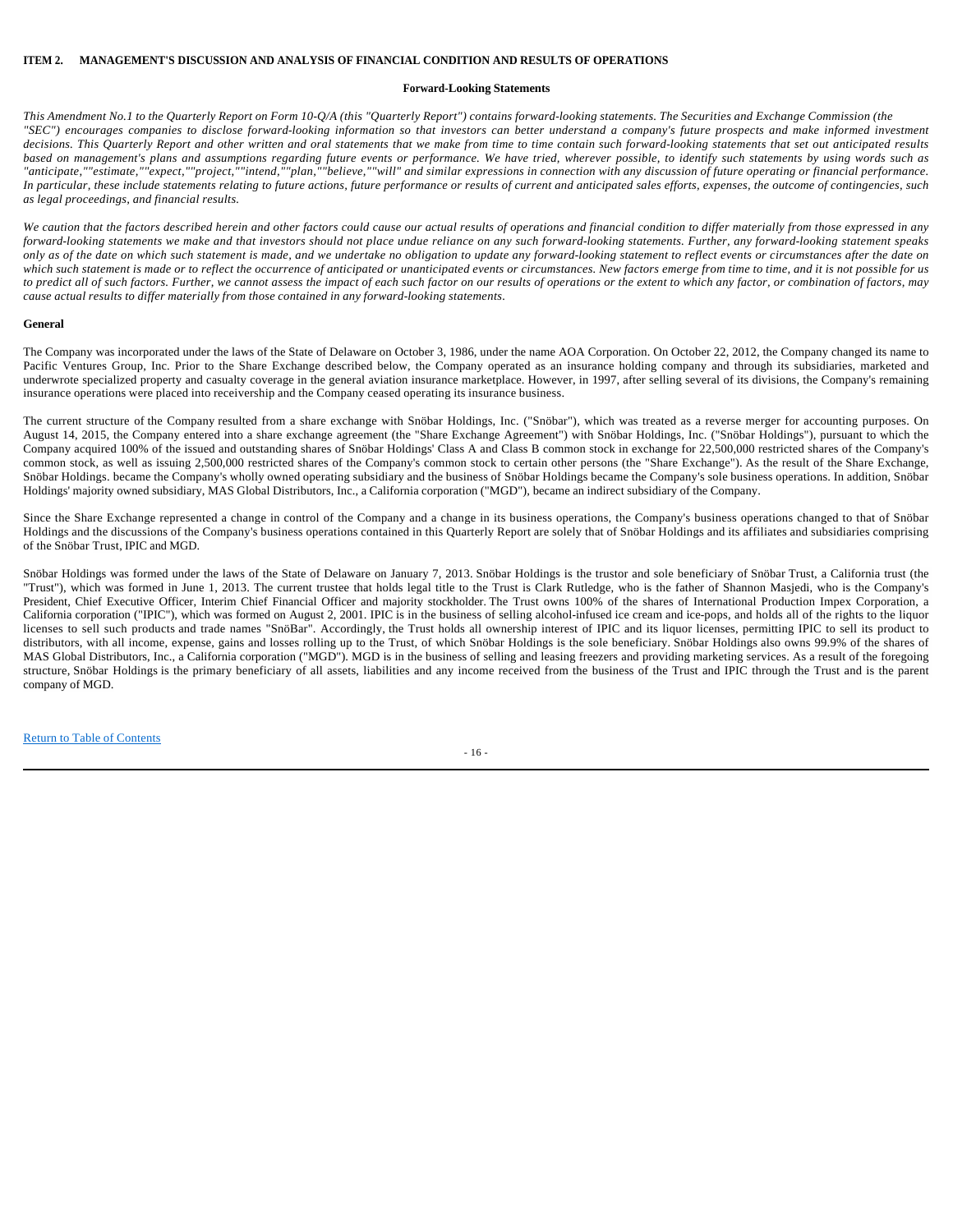**ITEM 2. MANAGEMENT'S DISCUSSION AND ANALYSIS OF FINANCIAL CONDITION AND RESULTS OF OPERATIONS**

**Forward-Looking Statements**

*This Amendment No.1 to the Quarterly Report on Form 10-Q/A (this "Quarterly Report") contains forward-looking statements. The Securities and Exchange Commission (the "SEC") encourages companies to disclose forward-looking information so that investors can better understand a company's future prospects and make informed investment decisions. This Quarterly Report and other written and oral statements that we make from time to time contain such forward-looking statements that set out anticipated results based on management's plans and assumptions regarding future events or performance. We have tried, wherever possible, to identify such statements by using words such as "anticipate,""estimate,""expect,""project,""intend,""plan,""believe,""will" and similar expressions in connection with any discussion of future operating or financial performance. In particular, these include statements relating to future actions, future performance or results of current and anticipated sales efforts, expenses, the outcome of contingencies, such as legal proceedings, and financial results.*

*We caution that the factors described herein and other factors could cause our actual results of operations and financial condition to differ materially from those expressed in any forward-looking statements we make and that investors should not place undue reliance on any such forward-looking statements. Further, any forward-looking statement speaks only as of the date on which such statement is made, and we undertake no obligation to update any forward-looking statement to reflect events or circumstances after the date on which such statement is made or to reflect the occurrence of anticipated or unanticipated events or circumstances. New factors emerge from time to time, and it is not possible for us to predict all of such factors. Further, we cannot assess the impact of each such factor on our results of operations or the extent to which any factor, or combination of factors, may cause actual results to differ materially from those contained in any forward-looking statements.*

**General**

The Company was incorporated under the laws of the State of Delaware on October 3, 1986, under the name AOA Corporation. On October 22, 2012, the Company changed its name to Pacific Ventures Group, Inc. Prior to the Share Exchange described below, the Company operated as an insurance holding company and through its subsidiaries, marketed and underwrote specialized property and casualty coverage in the general aviation insurance marketplace. However, in 1997, after selling several of its divisions, the Company's remaining insurance operations were placed into receivership and the Company ceased operating its insurance business.

The current structure of the Company resulted from a share exchange with Snöbar Holdings, Inc. ("Snöbar"), which was treated as a reverse merger for accounting purposes. On August 14, 2015, the Company entered into a share exchange agreement (the "Share Exchange Agreement") with Snöbar Holdings, Inc. ("Snöbar Holdings"), pursuant to which the Company acquired 100% of the issued and outstanding shares of Snöbar Holdings' Class A and Class B common stock in exchange for 22,500,000 restricted shares of the Company's common stock, as well as issuing 2,500,000 restricted shares of the Company's common stock to certain other persons (the "Share Exchange"). As the result of the Share Exchange, Snöbar Holdings. became the Company's wholly owned operating subsidiary and the business of Snöbar Holdings became the Company's sole business operations. In addition, Snöbar Holdings' majority owned subsidiary, MAS Global Distributors, Inc., a California corporation ("MGD"), became an indirect subsidiary of the Company.

Since the Share Exchange represented a change in control of the Company and a change in its business operations, the Company's business operations changed to that of Snöbar Holdings and the discussions of the Company's business operations contained in this Quarterly Report are solely that of Snöbar Holdings and its affiliates and subsidiaries comprising of the Snöbar Trust, IPIC and MGD.

Snöbar Holdings was formed under the laws of the State of Delaware on January 7, 2013. Snöbar Holdings is the trustor and sole beneficiary of Snöbar Trust, a California trust (the "Trust"), which was formed in June 1, 2013. The current trustee that holds legal title to the Trust is Clark Rutledge, who is the father of Shannon Masjedi, who is the Company's President, Chief Executive Officer, Interim Chief Financial Officer and majority stockholder. The Trust owns 100% of the shares of International Production Impex Corporation, a California corporation ("IPIC"), which was formed on August 2, 2001. IPIC is in the business of selling alcohol-infused ice cream and ice-pops, and holds all of the rights to the liquor licenses to sell such products and trade names "SnöBar". Accordingly, the Trust holds all ownership interest of IPIC and its liquor licenses, permitting IPIC to sell its product to distributors, with all income, expense, gains and losses rolling up to the Trust, of which Snöbar Holdings is the sole beneficiary. Snöbar Holdings also owns 99.9% of the shares of MAS Global Distributors, Inc., a California corporation ("MGD"). MGD is in the business of selling and leasing freezers and providing marketing services. As a result of the foregoing structure, Snöbar Holdings is the primary beneficiary of all assets, liabilities and any income received from the business of the Trust and IPIC through the Trust and is the parent company of MGD.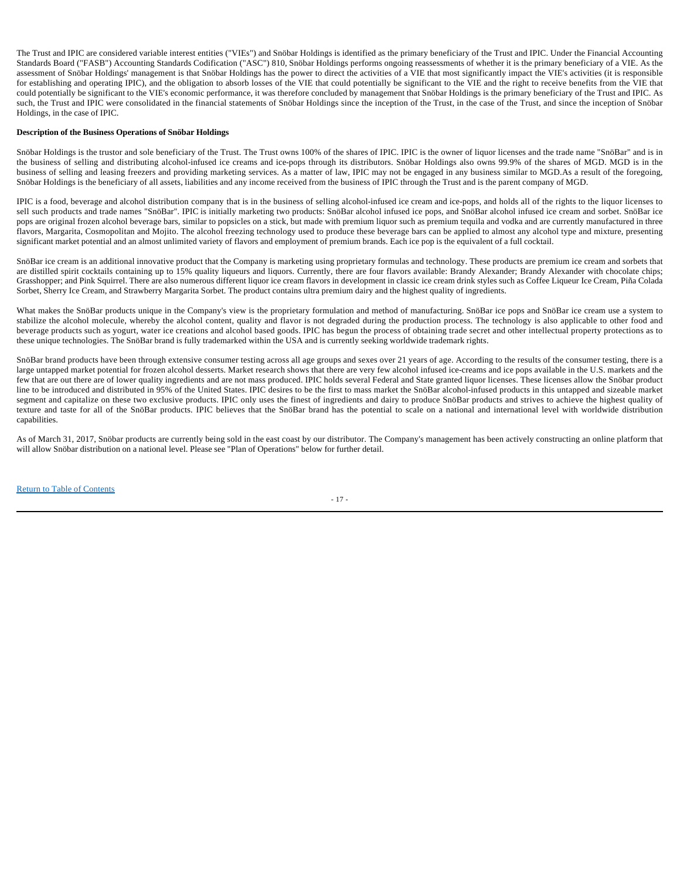The Trust and IPIC are considered variable interest entities ("VIEs") and Snöbar Holdings is identified as the primary beneficiary of the Trust and IPIC. Under the Financial Accounting Standards Board ("FASB") Accounting Standards Codification ("ASC") 810, Snöbar Holdings performs ongoing reassessments of whether it is the primary beneficiary of a VIE. As the assessment of Snöbar Holdings' management is that Snöbar Holdings has the power to direct the activities of a VIE that most significantly impact the VIE's activities (it is responsible for establishing and operating IPIC), and the obligation to absorb losses of the VIE that could potentially be significant to the VIE and the right to receive benefits from the VIE that could potentially be significant to the VIE's economic performance, it was therefore concluded by management that Snöbar Holdings is the primary beneficiary of the Trust and IPIC. As such, the Trust and IPIC were consolidated in the financial statements of Snöbar Holdings since the inception of the Trust, in the case of the Trust, and since the inception of Snöbar Holdings, in the case of IPIC.

**Description of the Business Operations of Snöbar Holdings**

Snöbar Holdings is the trustor and sole beneficiary of the Trust. The Trust owns 100% of the shares of IPIC. IPIC is the owner of liquor licenses and the trade name "SnöBar" and is in the business of selling and distributing alcohol-infused ice creams and ice-pops through its distributors. Snöbar Holdings also owns 99.9% of the shares of MGD. MGD is in the business of selling and leasing freezers and providing marketing services. As a matter of law, IPIC may not be engaged in any business similar to MGD.As a result of the foregoing, Snöbar Holdings is the beneficiary of all assets, liabilities and any income received from the business of IPIC through the Trust and is the parent company of MGD.

IPIC is a food, beverage and alcohol distribution company that is in the business of selling alcohol-infused ice cream and ice-pops, and holds all of the rights to the liquor licenses to sell such products and trade names "SnöBar". IPIC is initially marketing two products: SnöBar alcohol infused ice pops, and SnöBar alcohol infused ice cream and sorbet. SnöBar ice pops are original frozen alcohol beverage bars, similar to popsicles on a stick, but made with premium liquor such as premium tequila and vodka and are currently manufactured in three flavors, Margarita, Cosmopolitan and Mojito. The alcohol freezing technology used to produce these beverage bars can be applied to almost any alcohol type and mixture, presenting significant market potential and an almost unlimited variety of flavors and employment of premium brands. Each ice pop is the equivalent of a full cocktail.

SnöBar ice cream is an additional innovative product that the Company is marketing using proprietary formulas and technology. These products are premium ice cream and sorbets that are distilled spirit cocktails containing up to 15% quality liqueurs and liquors. Currently, there are four flavors available: Brandy Alexander; Brandy Alexander with chocolate chips; Grasshopper; and Pink Squirrel. There are also numerous different liquor ice cream flavors in development in classic ice cream drink styles such as Coffee Liqueur Ice Cream, Piña Colada Sorbet, Sherry Ice Cream, and Strawberry Margarita Sorbet. The product contains ultra premium dairy and the highest quality of ingredients.

What makes the SnöBar products unique in the Company's view is the proprietary formulation and method of manufacturing. SnöBar ice pops and SnöBar ice cream use a system to stabilize the alcohol molecule, whereby the alcohol content, quality and flavor is not degraded during the production process. The technology is also applicable to other food and beverage products such as yogurt, water ice creations and alcohol based goods. IPIC has begun the process of obtaining trade secret and other intellectual property protections as to these unique technologies. The SnöBar brand is fully trademarked within the USA and is currently seeking worldwide trademark rights.

SnöBar brand products have been through extensive consumer testing across all age groups and sexes over 21 years of age. According to the results of the consumer testing, there is a large untapped market potential for frozen alcohol desserts. Market research shows that there are very few alcohol infused ice-creams and ice pops available in the U.S. markets and the few that are out there are of lower quality ingredients and are not mass produced. IPIC holds several Federal and State granted liquor licenses. These licenses allow the Snöbar product line to be introduced and distributed in 95% of the United States. IPIC desires to be the first to mass market the SnöBar alcohol-infused products in this untapped and sizeable market segment and capitalize on these two exclusive products. IPIC only uses the finest of ingredients and dairy to produce SnöBar products and strives to achieve the highest quality of texture and taste for all of the SnöBar products. IPIC believes that the SnöBar brand has the potential to scale on a national and international level with worldwide distribution capabilities.

As of March 31, 2017, Snöbar products are currently being sold in the east coast by our distributor. The Company's management has been actively constructing an online platform that will allow Snöbar distribution on a national level. Please see "Plan of Operations" below for further detail.

[Return to Table of Contents]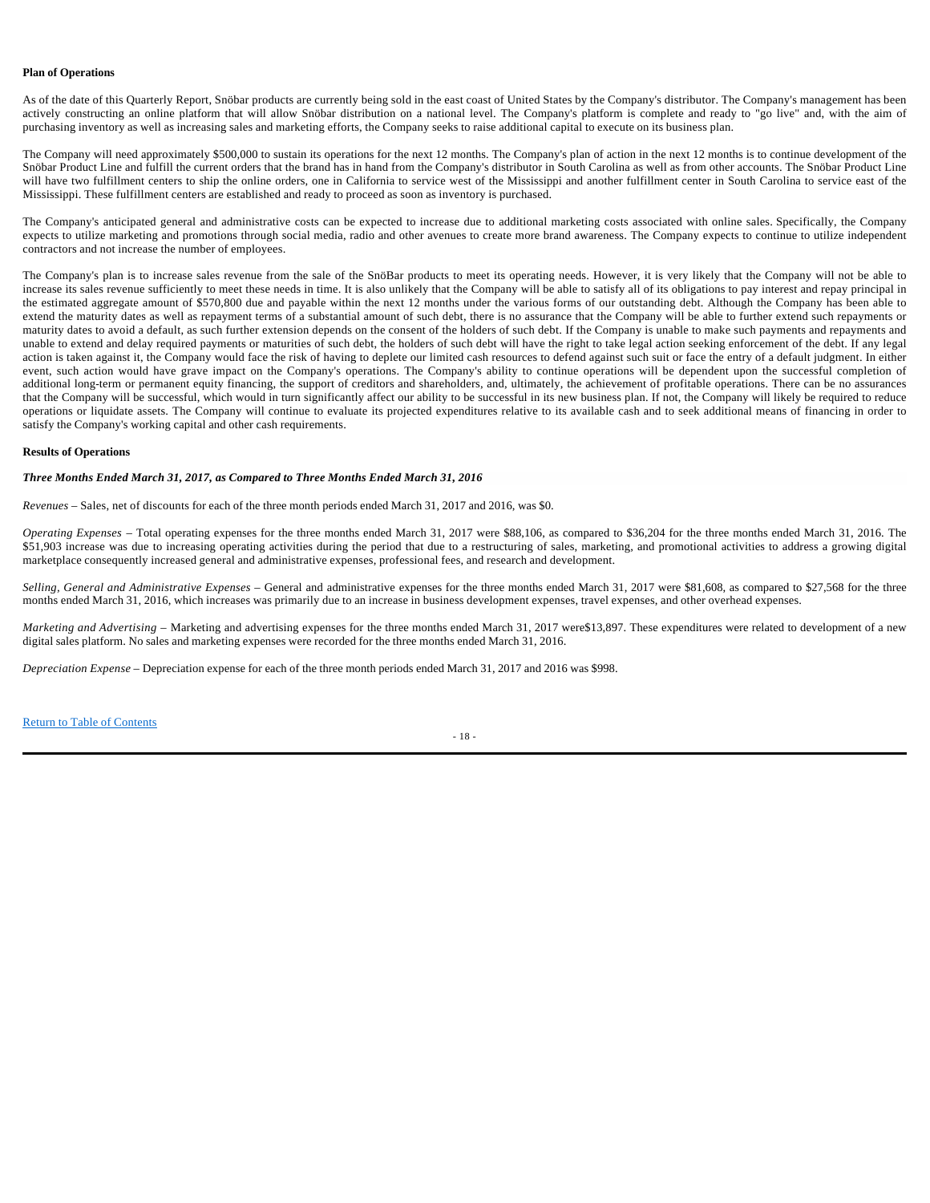**Plan of Operations**

As of the date of this Quarterly Report, Snöbar products are currently being sold in the east coast of United States by the Company's distributor. The Company's management has been actively constructing an online platform that will allow Snöbar distribution on a national level. The Company's platform is complete and ready to "go live" and, with the aim of purchasing inventory as well as increasing sales and marketing efforts, the Company seeks to raise additional capital to execute on its business plan.

The Company will need approximately $500,000 to sustain its operations for the next 12 months. The Company's plan of action in the next 12 months is to continue development of the Snöbar Product Line and fulfill the current orders that the brand has in hand from the Company's distributor in South Carolina as well as from other accounts. The Snöbar Product Line will have two fulfillment centers to ship the online orders, one in California to service west of the Mississippi and another fulfillment center in South Carolina to service east of the Mississippi. These fulfillment centers are established and ready to proceed as soon as inventory is purchased.

The Company's anticipated general and administrative costs can be expected to increase due to additional marketing costs associated with online sales. Specifically, the Company expects to utilize marketing and promotions through social media, radio and other avenues to create more brand awareness. The Company expects to continue to utilize independent contractors and not increase the number of employees.

The Company's plan is to increase sales revenue from the sale of the SnöBar products to meet its operating needs. However, it is very likely that the Company will not be able to increase its sales revenue sufficiently to meet these needs in time. It is also unlikely that the Company will be able to satisfy all of its obligations to pay interest and repay principal in the estimated aggregate amount of $570,800 due and payable within the next 12 months under the various forms of our outstanding debt. Although the Company has been able to extend the maturity dates as well as repayment terms of a substantial amount of such debt, there is no assurance that the Company will be able to further extend such repayments or maturity dates to avoid a default, as such further extension depends on the consent of the holders of such debt. If the Company is unable to make such payments and repayments and unable to extend and delay required payments or maturities of such debt, the holders of such debt will have the right to take legal action seeking enforcement of the debt. If any legal action is taken against it, the Company would face the risk of having to deplete our limited cash resources to defend against such suit or face the entry of a default judgment. In either event, such action would have grave impact on the Company's operations. The Company's ability to continue operations will be dependent upon the successful completion of additional long-term or permanent equity financing, the support of creditors and shareholders, and, ultimately, the achievement of profitable operations. There can be no assurances that the Company will be successful, which would in turn significantly affect our ability to be successful in its new business plan. If not, the Company will likely be required to reduce operations or liquidate assets. The Company will continue to evaluate its projected expenditures relative to its available cash and to seek additional means of financing in order to satisfy the Company's working capital and other cash requirements.

**Results of Operations**

***Three Months Ended March 31, 2017, as Compared to Three Months Ended March 31, 2016***

*Revenues* – Sales, net of discounts for each of the three month periods ended March 31, 2017 and 2016, was $0.

*Operating Expenses* – Total operating expenses for the three months ended March 31, 2017 were $88,106, as compared to $36,204 for the three months ended March 31, 2016. The $51,903 increase was due to increasing operating activities during the period that due to a restructuring of sales, marketing, and promotional activities to address a growing digital marketplace consequently increased general and administrative expenses, professional fees, and research and development.

*Selling, General and Administrative Expenses* – General and administrative expenses for the three months ended March 31, 2017 were $81,608, as compared to $27,568 for the three months ended March 31, 2016, which increases was primarily due to an increase in business development expenses, travel expenses, and other overhead expenses.

*Marketing and Advertising* – Marketing and advertising expenses for the three months ended March 31, 2017 were$13,897. These expenditures were related to development of a new digital sales platform. No sales and marketing expenses were recorded for the three months ended March 31, 2016.

*Depreciation Expense* – Depreciation expense for each of the three month periods ended March 31, 2017 and 2016 was $998.

Return to Table of Contents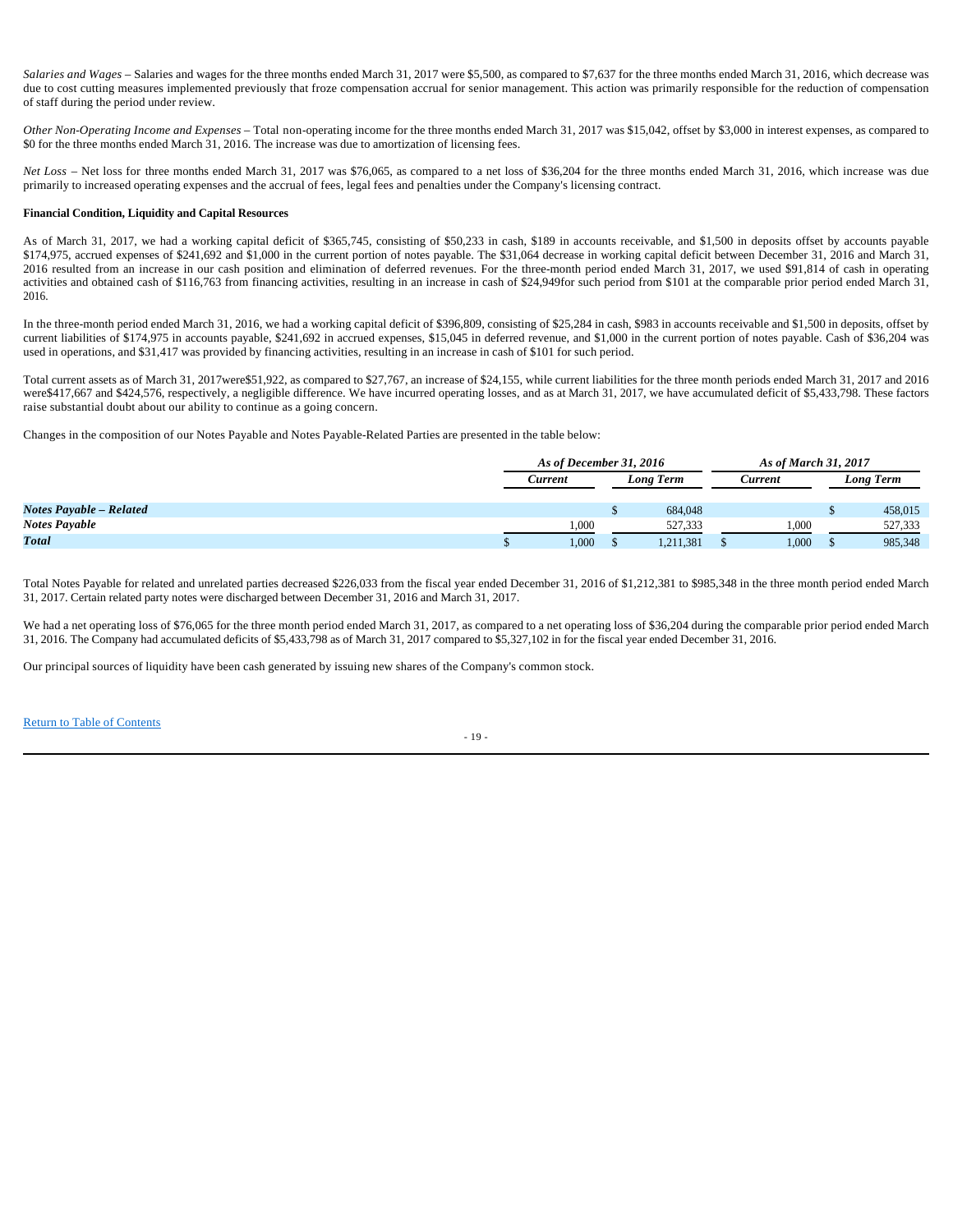*Salaries and Wages* – Salaries and wages for the three months ended March 31, 2017 were $5,500, as compared to $7,637 for the three months ended March 31, 2016, which decrease was due to cost cutting measures implemented previously that froze compensation accrual for senior management. This action was primarily responsible for the reduction of compensation of staff during the period under review.

*Other Non-Operating Income and Expenses* – Total non-operating income for the three months ended March 31, 2017 was $15,042, offset by $3,000 in interest expenses, as compared to $0 for the three months ended March 31, 2016. The increase was due to amortization of licensing fees.

*Net Loss* – Net loss for three months ended March 31, 2017 was $76,065, as compared to a net loss of $36,204 for the three months ended March 31, 2016, which increase was due primarily to increased operating expenses and the accrual of fees, legal fees and penalties under the Company's licensing contract.

**Financial Condition, Liquidity and Capital Resources**

As of March 31, 2017, we had a working capital deficit of $365,745, consisting of $50,233 in cash, $189 in accounts receivable, and $1,500 in deposits offset by accounts payable $174,975, accrued expenses of $241,692 and $1,000 in the current portion of notes payable. The $31,064 decrease in working capital deficit between December 31, 2016 and March 31, 2016 resulted from an increase in our cash position and elimination of deferred revenues. For the three-month period ended March 31, 2017, we used $91,814 of cash in operating activities and obtained cash of $116,763 from financing activities, resulting in an increase in cash of $24,949for such period from $101 at the comparable prior period ended March 31, 2016.

In the three-month period ended March 31, 2016, we had a working capital deficit of $396,809, consisting of $25,284 in cash, $983 in accounts receivable and $1,500 in deposits, offset by current liabilities of $174,975 in accounts payable, $241,692 in accrued expenses, $15,045 in deferred revenue, and $1,000 in the current portion of notes payable. Cash of $36,204 was used in operations, and $31,417 was provided by financing activities, resulting in an increase in cash of $101 for such period.

Total current assets as of March 31, 2017were$51,922, as compared to $27,767, an increase of $24,155, while current liabilities for the three month periods ended March 31, 2017 and 2016 were$417,667 and $424,576, respectively, a negligible difference. We have incurred operating losses, and as at March 31, 2017, we have accumulated deficit of $5,433,798. These factors raise substantial doubt about our ability to continue as a going concern.

Changes in the composition of our Notes Payable and Notes Payable-Related Parties are presented in the table below:

| | *As of December 31, 2016* | | *As of March 31, 2017* | |
|---|---|---|---|---|
| | *Current* | *Long Term* | *Current* | *Long Term* |
| ***Notes Payable – Related*** | | $ 684,048 | | $ 458,015 |
| ***Notes Payable*** | 1,000 | 527,333 | 1,000 | 527,333 |
| ***Total*** | $ 1,000 | $ 1,211,381 | $ 1,000 | $ 985,348 |

Total Notes Payable for related and unrelated parties decreased $226,033 from the fiscal year ended December 31, 2016 of $1,212,381 to $985,348 in the three month period ended March 31, 2017. Certain related party notes were discharged between December 31, 2016 and March 31, 2017.

We had a net operating loss of $76,065 for the three month period ended March 31, 2017, as compared to a net operating loss of $36,204 during the comparable prior period ended March 31, 2016. The Company had accumulated deficits of $5,433,798 as of March 31, 2017 compared to $5,327,102 in for the fiscal year ended December 31, 2016.

Our principal sources of liquidity have been cash generated by issuing new shares of the Company's common stock.

Return to Table of Contents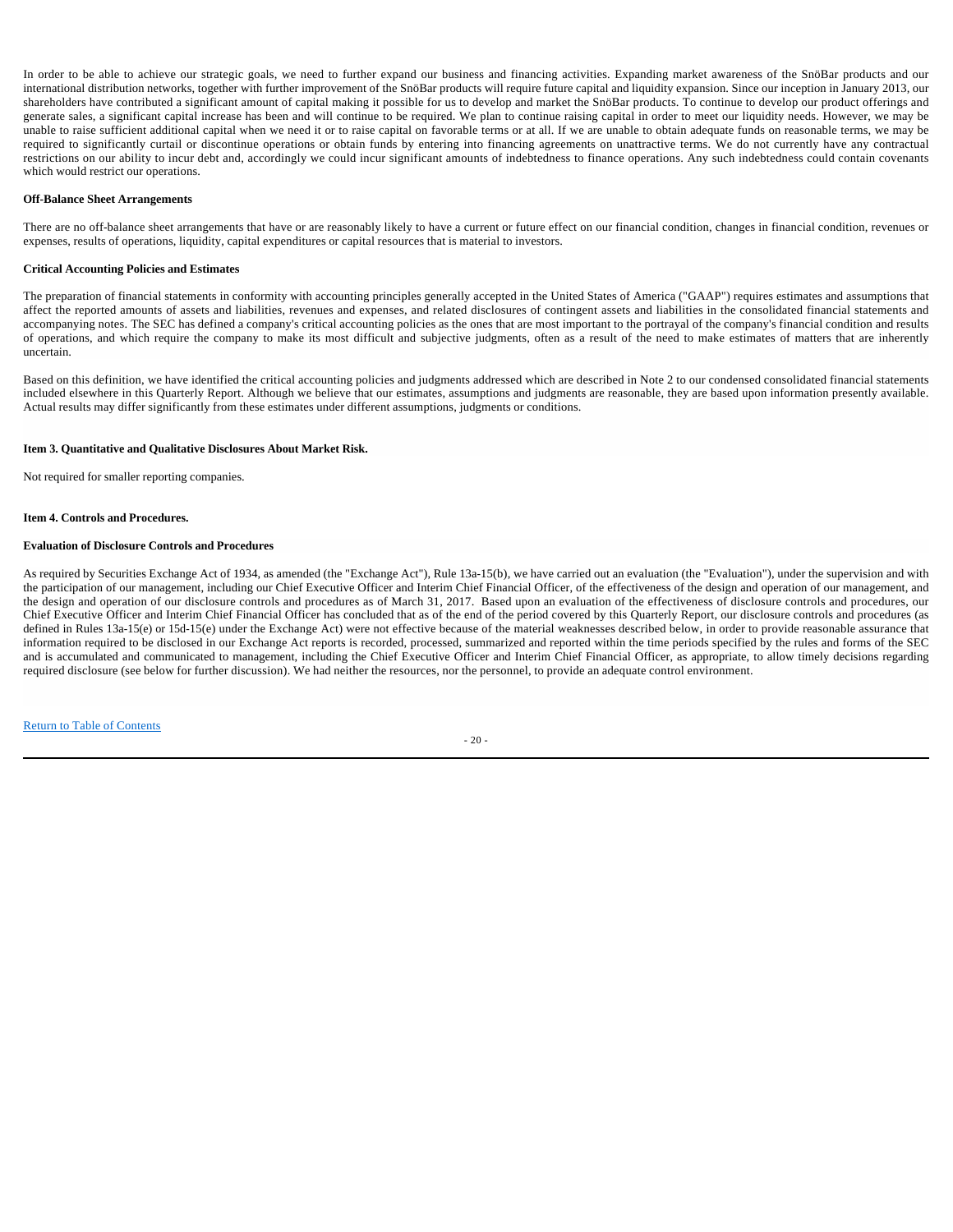In order to be able to achieve our strategic goals, we need to further expand our business and financing activities. Expanding market awareness of the SnöBar products and our international distribution networks, together with further improvement of the SnöBar products will require future capital and liquidity expansion. Since our inception in January 2013, our shareholders have contributed a significant amount of capital making it possible for us to develop and market the SnöBar products. To continue to develop our product offerings and generate sales, a significant capital increase has been and will continue to be required. We plan to continue raising capital in order to meet our liquidity needs. However, we may be unable to raise sufficient additional capital when we need it or to raise capital on favorable terms or at all. If we are unable to obtain adequate funds on reasonable terms, we may be required to significantly curtail or discontinue operations or obtain funds by entering into financing agreements on unattractive terms. We do not currently have any contractual restrictions on our ability to incur debt and, accordingly we could incur significant amounts of indebtedness to finance operations. Any such indebtedness could contain covenants which would restrict our operations.

**Off-Balance Sheet Arrangements**

There are no off-balance sheet arrangements that have or are reasonably likely to have a current or future effect on our financial condition, changes in financial condition, revenues or expenses, results of operations, liquidity, capital expenditures or capital resources that is material to investors.

**Critical Accounting Policies and Estimates**

The preparation of financial statements in conformity with accounting principles generally accepted in the United States of America ("GAAP") requires estimates and assumptions that affect the reported amounts of assets and liabilities, revenues and expenses, and related disclosures of contingent assets and liabilities in the consolidated financial statements and accompanying notes. The SEC has defined a company's critical accounting policies as the ones that are most important to the portrayal of the company's financial condition and results of operations, and which require the company to make its most difficult and subjective judgments, often as a result of the need to make estimates of matters that are inherently uncertain.

Based on this definition, we have identified the critical accounting policies and judgments addressed which are described in Note 2 to our condensed consolidated financial statements included elsewhere in this Quarterly Report. Although we believe that our estimates, assumptions and judgments are reasonable, they are based upon information presently available. Actual results may differ significantly from these estimates under different assumptions, judgments or conditions.

**Item 3. Quantitative and Qualitative Disclosures About Market Risk.**

Not required for smaller reporting companies.

**Item 4. Controls and Procedures.**

**Evaluation of Disclosure Controls and Procedures**

As required by Securities Exchange Act of 1934, as amended (the "Exchange Act"), Rule 13a-15(b), we have carried out an evaluation (the "Evaluation"), under the supervision and with the participation of our management, including our Chief Executive Officer and Interim Chief Financial Officer, of the effectiveness of the design and operation of our management, and the design and operation of our disclosure controls and procedures as of March 31, 2017. Based upon an evaluation of the effectiveness of disclosure controls and procedures, our Chief Executive Officer and Interim Chief Financial Officer has concluded that as of the end of the period covered by this Quarterly Report, our disclosure controls and procedures (as defined in Rules 13a-15(e) or 15d-15(e) under the Exchange Act) were not effective because of the material weaknesses described below, in order to provide reasonable assurance that information required to be disclosed in our Exchange Act reports is recorded, processed, summarized and reported within the time periods specified by the rules and forms of the SEC and is accumulated and communicated to management, including the Chief Executive Officer and Interim Chief Financial Officer, as appropriate, to allow timely decisions regarding required disclosure (see below for further discussion). We had neither the resources, nor the personnel, to provide an adequate control environment.

Return to Table of Contents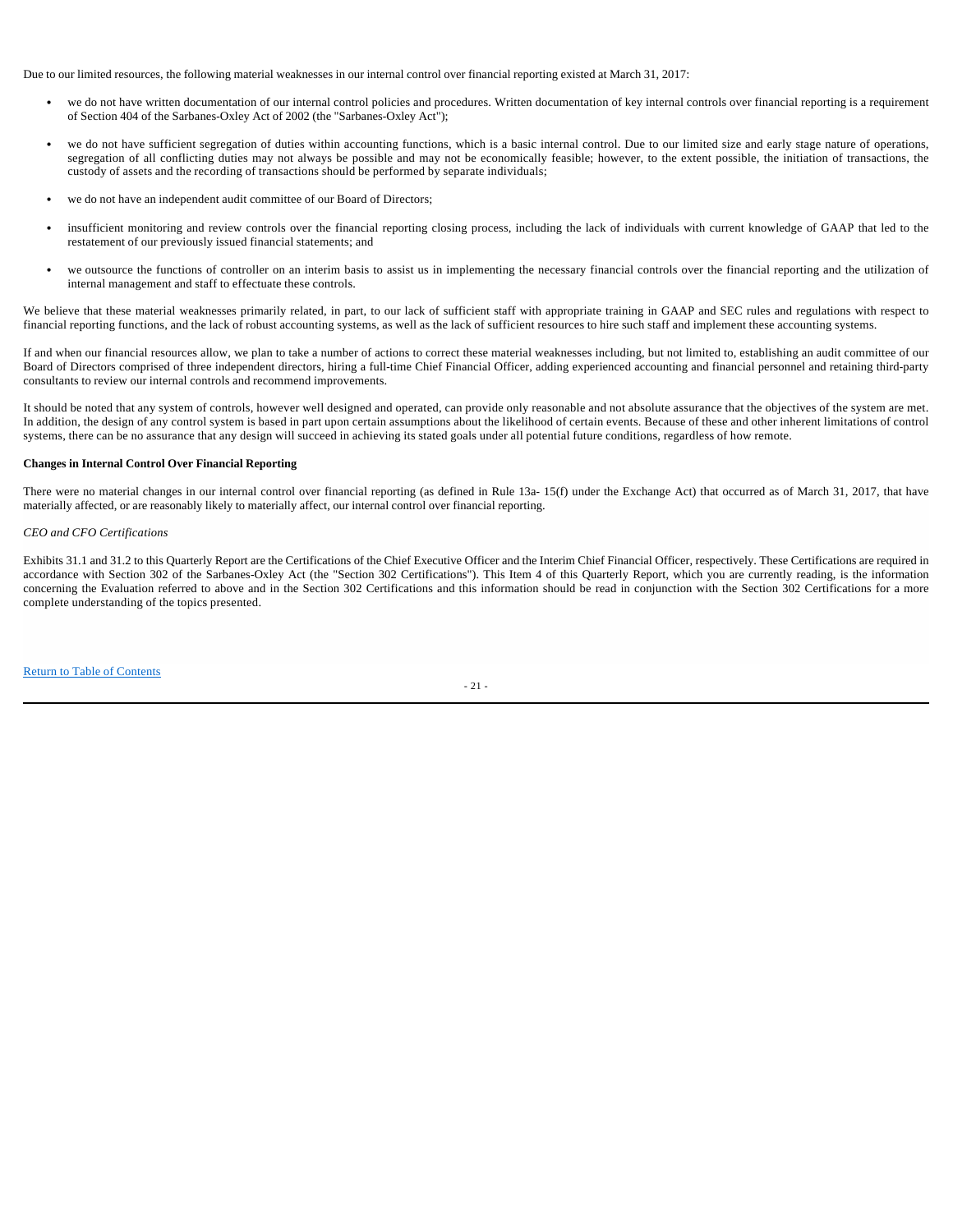Due to our limited resources, the following material weaknesses in our internal control over financial reporting existed at March 31, 2017:

- we do not have written documentation of our internal control policies and procedures. Written documentation of key internal controls over financial reporting is a requirement of Section 404 of the Sarbanes-Oxley Act of 2002 (the "Sarbanes-Oxley Act");
- we do not have sufficient segregation of duties within accounting functions, which is a basic internal control. Due to our limited size and early stage nature of operations, segregation of all conflicting duties may not always be possible and may not be economically feasible; however, to the extent possible, the initiation of transactions, the custody of assets and the recording of transactions should be performed by separate individuals;
- we do not have an independent audit committee of our Board of Directors;
- insufficient monitoring and review controls over the financial reporting closing process, including the lack of individuals with current knowledge of GAAP that led to the restatement of our previously issued financial statements; and
- we outsource the functions of controller on an interim basis to assist us in implementing the necessary financial controls over the financial reporting and the utilization of internal management and staff to effectuate these controls.

We believe that these material weaknesses primarily related, in part, to our lack of sufficient staff with appropriate training in GAAP and SEC rules and regulations with respect to financial reporting functions, and the lack of robust accounting systems, as well as the lack of sufficient resources to hire such staff and implement these accounting systems.

If and when our financial resources allow, we plan to take a number of actions to correct these material weaknesses including, but not limited to, establishing an audit committee of our Board of Directors comprised of three independent directors, hiring a full-time Chief Financial Officer, adding experienced accounting and financial personnel and retaining third-party consultants to review our internal controls and recommend improvements.

It should be noted that any system of controls, however well designed and operated, can provide only reasonable and not absolute assurance that the objectives of the system are met. In addition, the design of any control system is based in part upon certain assumptions about the likelihood of certain events. Because of these and other inherent limitations of control systems, there can be no assurance that any design will succeed in achieving its stated goals under all potential future conditions, regardless of how remote.

**Changes in Internal Control Over Financial Reporting**

There were no material changes in our internal control over financial reporting (as defined in Rule 13a- 15(f) under the Exchange Act) that occurred as of March 31, 2017, that have materially affected, or are reasonably likely to materially affect, our internal control over financial reporting.

*CEO and CFO Certifications*

Exhibits 31.1 and 31.2 to this Quarterly Report are the Certifications of the Chief Executive Officer and the Interim Chief Financial Officer, respectively. These Certifications are required in accordance with Section 302 of the Sarbanes-Oxley Act (the "Section 302 Certifications"). This Item 4 of this Quarterly Report, which you are currently reading, is the information concerning the Evaluation referred to above and in the Section 302 Certifications and this information should be read in conjunction with the Section 302 Certifications for a more complete understanding of the topics presented.

Return to Table of Contents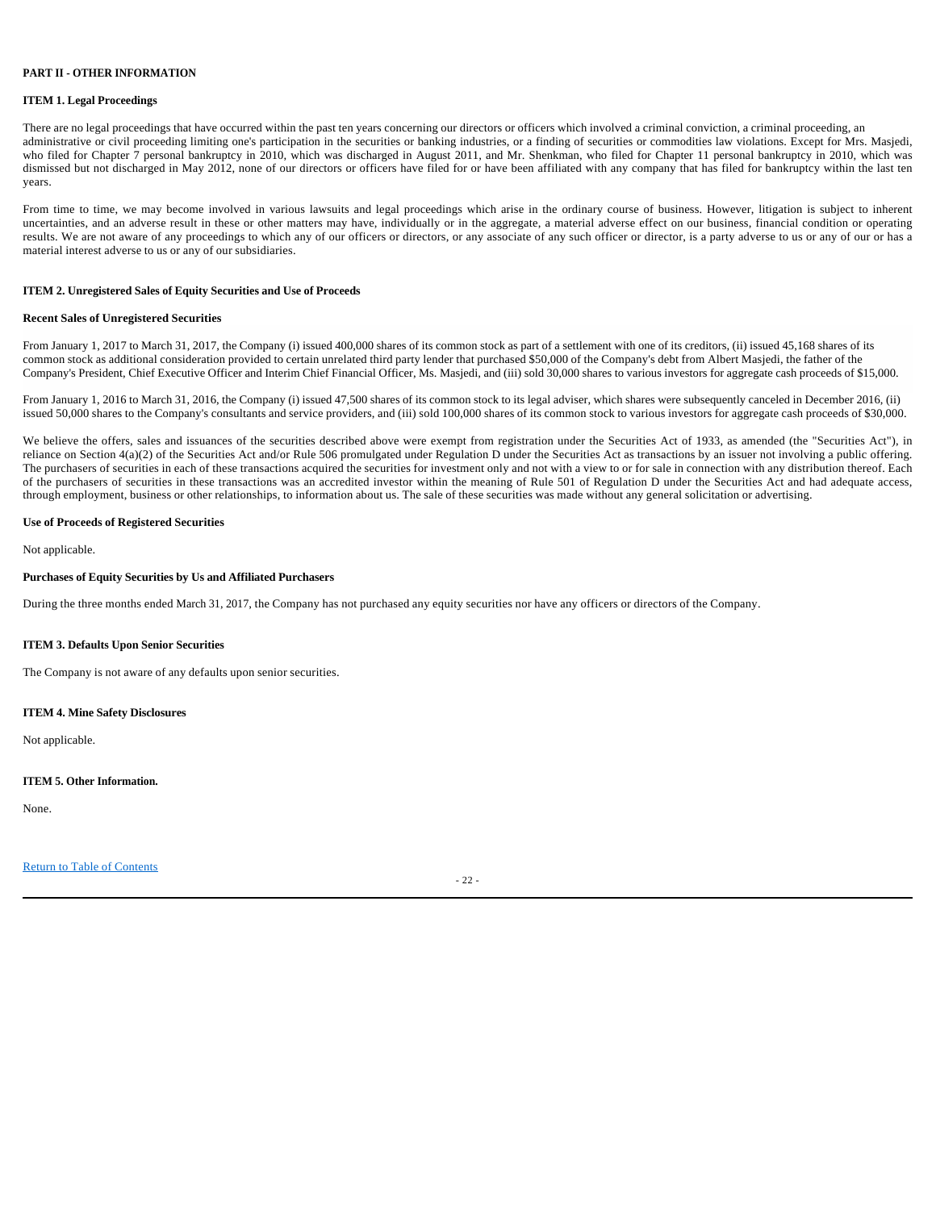**PART II - OTHER INFORMATION**

**ITEM 1. Legal Proceedings**

There are no legal proceedings that have occurred within the past ten years concerning our directors or officers which involved a criminal conviction, a criminal proceeding, an administrative or civil proceeding limiting one's participation in the securities or banking industries, or a finding of securities or commodities law violations. Except for Mrs. Masjedi, who filed for Chapter 7 personal bankruptcy in 2010, which was discharged in August 2011, and Mr. Shenkman, who filed for Chapter 11 personal bankruptcy in 2010, which was dismissed but not discharged in May 2012, none of our directors or officers have filed for or have been affiliated with any company that has filed for bankruptcy within the last ten years.

From time to time, we may become involved in various lawsuits and legal proceedings which arise in the ordinary course of business. However, litigation is subject to inherent uncertainties, and an adverse result in these or other matters may have, individually or in the aggregate, a material adverse effect on our business, financial condition or operating results. We are not aware of any proceedings to which any of our officers or directors, or any associate of any such officer or director, is a party adverse to us or any of our or has a material interest adverse to us or any of our subsidiaries.

**ITEM 2. Unregistered Sales of Equity Securities and Use of Proceeds**

**Recent Sales of Unregistered Securities**

From January 1, 2017 to March 31, 2017, the Company (i) issued 400,000 shares of its common stock as part of a settlement with one of its creditors, (ii) issued 45,168 shares of its common stock as additional consideration provided to certain unrelated third party lender that purchased $50,000 of the Company's debt from Albert Masjedi, the father of the Company's President, Chief Executive Officer and Interim Chief Financial Officer, Ms. Masjedi, and (iii) sold 30,000 shares to various investors for aggregate cash proceeds of $15,000.

From January 1, 2016 to March 31, 2016, the Company (i) issued 47,500 shares of its common stock to its legal adviser, which shares were subsequently canceled in December 2016, (ii) issued 50,000 shares to the Company's consultants and service providers, and (iii) sold 100,000 shares of its common stock to various investors for aggregate cash proceeds of $30,000.

We believe the offers, sales and issuances of the securities described above were exempt from registration under the Securities Act of 1933, as amended (the "Securities Act"), in reliance on Section 4(a)(2) of the Securities Act and/or Rule 506 promulgated under Regulation D under the Securities Act as transactions by an issuer not involving a public offering. The purchasers of securities in each of these transactions acquired the securities for investment only and not with a view to or for sale in connection with any distribution thereof. Each of the purchasers of securities in these transactions was an accredited investor within the meaning of Rule 501 of Regulation D under the Securities Act and had adequate access, through employment, business or other relationships, to information about us. The sale of these securities was made without any general solicitation or advertising.

**Use of Proceeds of Registered Securities**

Not applicable.

**Purchases of Equity Securities by Us and Affiliated Purchasers**

During the three months ended March 31, 2017, the Company has not purchased any equity securities nor have any officers or directors of the Company.

**ITEM 3. Defaults Upon Senior Securities**

The Company is not aware of any defaults upon senior securities.

**ITEM 4. Mine Safety Disclosures**

Not applicable.

**ITEM 5. Other Information.**

None.

Return to Table of Contents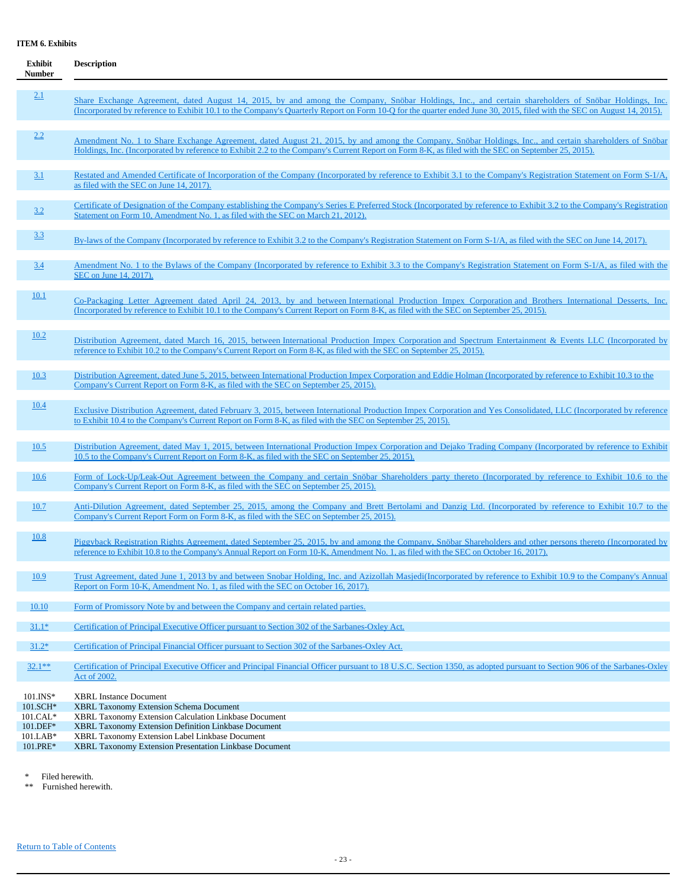**ITEM 6. Exhibits**

| Exhibit Number | Description |
| --- | --- |
| 2.1 | Share Exchange Agreement, dated August 14, 2015, by and among the Company, Snöbar Holdings, Inc., and certain shareholders of Snöbar Holdings, Inc. (Incorporated by reference to Exhibit 10.1 to the Company's Quarterly Report on Form 10-Q for the quarter ended June 30, 2015, filed with the SEC on August 14, 2015). |
| 2.2 | Amendment No. 1 to Share Exchange Agreement, dated August 21, 2015, by and among the Company, Snöbar Holdings, Inc., and certain shareholders of Snöbar Holdings, Inc. (Incorporated by reference to Exhibit 2.2 to the Company's Current Report on Form 8-K, as filed with the SEC on September 25, 2015). |
| 3.1 | Restated and Amended Certificate of Incorporation of the Company (Incorporated by reference to Exhibit 3.1 to the Company's Registration Statement on Form S-1/A, as filed with the SEC on June 14, 2017). |
| 3.2 | Certificate of Designation of the Company establishing the Company's Series E Preferred Stock (Incorporated by reference to Exhibit 3.2 to the Company's Registration Statement on Form 10, Amendment No. 1, as filed with the SEC on March 21, 2012). |
| 3.3 | By-laws of the Company (Incorporated by reference to Exhibit 3.2 to the Company's Registration Statement on Form S-1/A, as filed with the SEC on June 14, 2017). |
| 3.4 | Amendment No. 1 to the Bylaws of the Company (Incorporated by reference to Exhibit 3.3 to the Company's Registration Statement on Form S-1/A, as filed with the SEC on June 14, 2017). |
| 10.1 | Co-Packaging Letter Agreement dated April 24, 2013, by and between International Production Impex Corporation and Brothers International Desserts, Inc. (Incorporated by reference to Exhibit 10.1 to the Company's Current Report on Form 8-K, as filed with the SEC on September 25, 2015). |
| 10.2 | Distribution Agreement, dated March 16, 2015, between International Production Impex Corporation and Spectrum Entertainment & Events LLC (Incorporated by reference to Exhibit 10.2 to the Company's Current Report on Form 8-K, as filed with the SEC on September 25, 2015). |
| 10.3 | Distribution Agreement, dated June 5, 2015, between International Production Impex Corporation and Eddie Holman (Incorporated by reference to Exhibit 10.3 to the Company's Current Report on Form 8-K, as filed with the SEC on September 25, 2015). |
| 10.4 | Exclusive Distribution Agreement, dated February 3, 2015, between International Production Impex Corporation and Yes Consolidated, LLC (Incorporated by reference to Exhibit 10.4 to the Company's Current Report on Form 8-K, as filed with the SEC on September 25, 2015). |
| 10.5 | Distribution Agreement, dated May 1, 2015, between International Production Impex Corporation and Dejako Trading Company (Incorporated by reference to Exhibit 10.5 to the Company's Current Report on Form 8-K, as filed with the SEC on September 25, 2015). |
| 10.6 | Form of Lock-Up/Leak-Out Agreement between the Company and certain Snöbar Shareholders party thereto (Incorporated by reference to Exhibit 10.6 to the Company's Current Report on Form 8-K, as filed with the SEC on September 25, 2015). |
| 10.7 | Anti-Dilution Agreement, dated September 25, 2015, among the Company and Brett Bertolami and Danzig Ltd. (Incorporated by reference to Exhibit 10.7 to the Company's Current Report Form on Form 8-K, as filed with the SEC on September 25, 2015). |
| 10.8 | Piggyback Registration Rights Agreement, dated September 25, 2015, by and among the Company, Snöbar Shareholders and other persons thereto (Incorporated by reference to Exhibit 10.8 to the Company's Annual Report on Form 10-K, Amendment No. 1, as filed with the SEC on October 16, 2017). |
| 10.9 | Trust Agreement, dated June 1, 2013 by and between Snobar Holding, Inc. and Azizollah Masjedi(Incorporated by reference to Exhibit 10.9 to the Company's Annual Report on Form 10-K, Amendment No. 1, as filed with the SEC on October 16, 2017). |
| 10.10 | Form of Promissory Note by and between the Company and certain related parties. |
| 31.1* | Certification of Principal Executive Officer pursuant to Section 302 of the Sarbanes-Oxley Act. |
| 31.2* | Certification of Principal Financial Officer pursuant to Section 302 of the Sarbanes-Oxley Act. |
| 32.1** | Certification of Principal Executive Officer and Principal Financial Officer pursuant to 18 U.S.C. Section 1350, as adopted pursuant to Section 906 of the Sarbanes-Oxley Act of 2002. |
| 101.INS* | XBRL Instance Document |
| 101.SCH* | XBRL Taxonomy Extension Schema Document |
| 101.CAL* | XBRL Taxonomy Extension Calculation Linkbase Document |
| 101.DEF* | XBRL Taxonomy Extension Definition Linkbase Document |
| 101.LAB* | XBRL Taxonomy Extension Label Linkbase Document |
| 101.PRE* | XBRL Taxonomy Extension Presentation Linkbase Document |

\* Filed herewith.

\** Furnished herewith.

Return to Table of Contents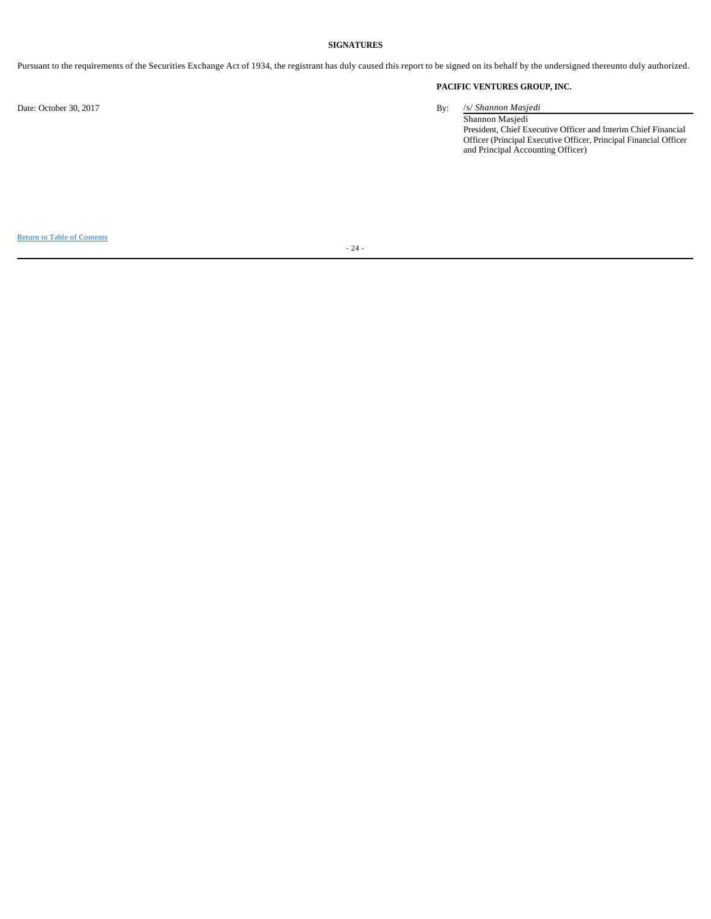## SIGNATURES

Pursuant to the requirements of the Securities Exchange Act of 1934, the registrant has duly caused this report to be signed on its behalf by the undersigned thereunto duly authorized.

**PACIFIC VENTURES GROUP, INC.**

Date: October 30, 2017

By: /s/ *Shannon Masjedi*

Shannon Masjedi
President, Chief Executive Officer and Interim Chief Financial Officer (Principal Executive Officer, Principal Financial Officer and Principal Accounting Officer)

Return to Table of Contents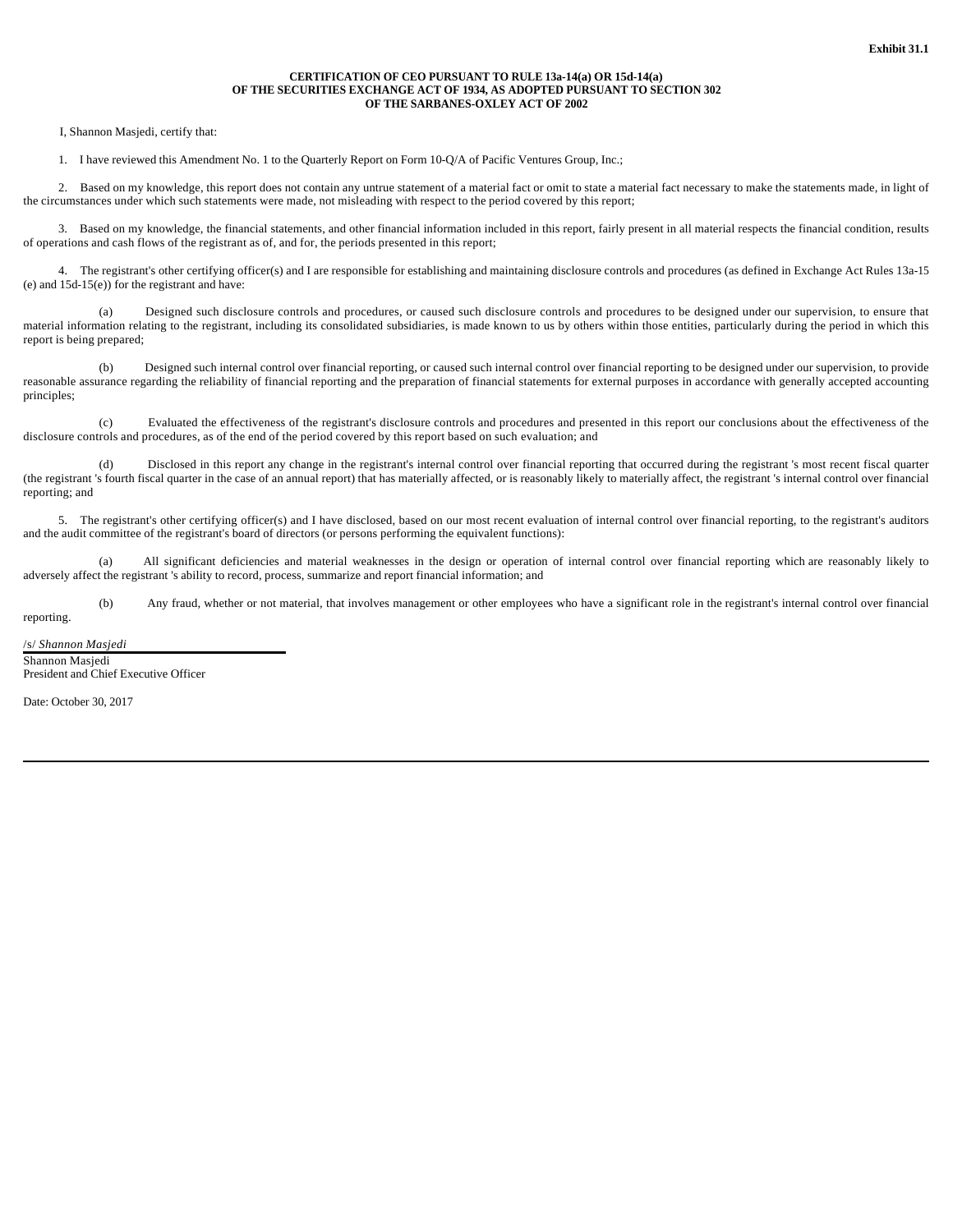**Exhibit 31.1**

**CERTIFICATION OF CEO PURSUANT TO RULE 13a-14(a) OR 15d-14(a) OF THE SECURITIES EXCHANGE ACT OF 1934, AS ADOPTED PURSUANT TO SECTION 302 OF THE SARBANES-OXLEY ACT OF 2002**

I, Shannon Masjedi, certify that:

1. I have reviewed this Amendment No. 1 to the Quarterly Report on Form 10-Q/A of Pacific Ventures Group, Inc.;

2. Based on my knowledge, this report does not contain any untrue statement of a material fact or omit to state a material fact necessary to make the statements made, in light of the circumstances under which such statements were made, not misleading with respect to the period covered by this report;

3. Based on my knowledge, the financial statements, and other financial information included in this report, fairly present in all material respects the financial condition, results of operations and cash flows of the registrant as of, and for, the periods presented in this report;

4. The registrant's other certifying officer(s) and I are responsible for establishing and maintaining disclosure controls and procedures (as defined in Exchange Act Rules 13a-15 (e) and 15d-15(e)) for the registrant and have:

(a) Designed such disclosure controls and procedures, or caused such disclosure controls and procedures to be designed under our supervision, to ensure that material information relating to the registrant, including its consolidated subsidiaries, is made known to us by others within those entities, particularly during the period in which this report is being prepared;

(b) Designed such internal control over financial reporting, or caused such internal control over financial reporting to be designed under our supervision, to provide reasonable assurance regarding the reliability of financial reporting and the preparation of financial statements for external purposes in accordance with generally accepted accounting principles;

(c) Evaluated the effectiveness of the registrant's disclosure controls and procedures and presented in this report our conclusions about the effectiveness of the disclosure controls and procedures, as of the end of the period covered by this report based on such evaluation; and

(d) Disclosed in this report any change in the registrant's internal control over financial reporting that occurred during the registrant 's most recent fiscal quarter (the registrant 's fourth fiscal quarter in the case of an annual report) that has materially affected, or is reasonably likely to materially affect, the registrant 's internal control over financial reporting; and

5. The registrant's other certifying officer(s) and I have disclosed, based on our most recent evaluation of internal control over financial reporting, to the registrant's auditors and the audit committee of the registrant's board of directors (or persons performing the equivalent functions):

(a) All significant deficiencies and material weaknesses in the design or operation of internal control over financial reporting which are reasonably likely to adversely affect the registrant 's ability to record, process, summarize and report financial information; and

(b) Any fraud, whether or not material, that involves management or other employees who have a significant role in the registrant's internal control over financial reporting.

/s/ *Shannon Masjedi*
Shannon Masjedi
President and Chief Executive Officer

Date: October 30, 2017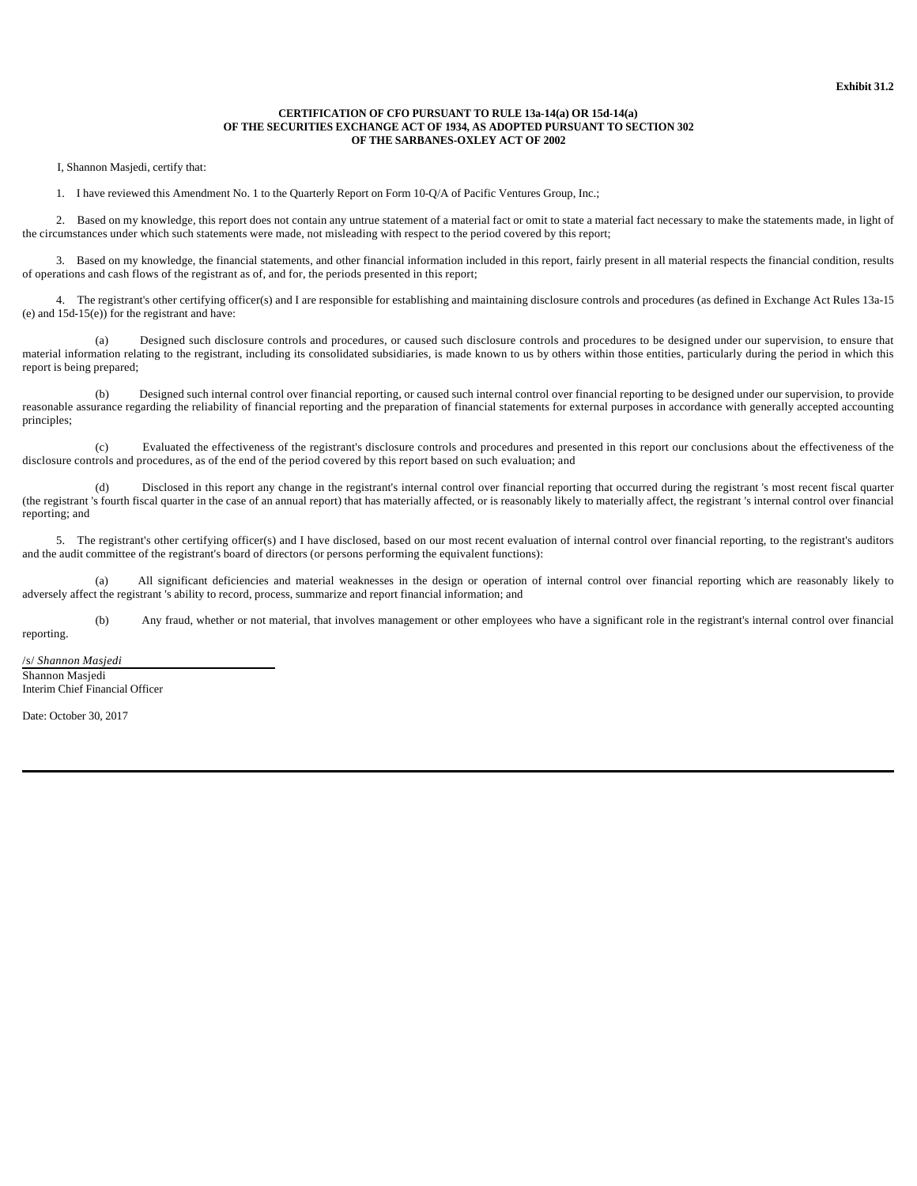**Exhibit 31.2**

**CERTIFICATION OF CFO PURSUANT TO RULE 13a-14(a) OR 15d-14(a)
OF THE SECURITIES EXCHANGE ACT OF 1934, AS ADOPTED PURSUANT TO SECTION 302
OF THE SARBANES-OXLEY ACT OF 2002**

I, Shannon Masjedi, certify that:

1. I have reviewed this Amendment No. 1 to the Quarterly Report on Form 10-Q/A of Pacific Ventures Group, Inc.;

2. Based on my knowledge, this report does not contain any untrue statement of a material fact or omit to state a material fact necessary to make the statements made, in light of the circumstances under which such statements were made, not misleading with respect to the period covered by this report;

3. Based on my knowledge, the financial statements, and other financial information included in this report, fairly present in all material respects the financial condition, results of operations and cash flows of the registrant as of, and for, the periods presented in this report;

4. The registrant's other certifying officer(s) and I are responsible for establishing and maintaining disclosure controls and procedures (as defined in Exchange Act Rules 13a-15(e) and 15d-15(e)) for the registrant and have:

(a) Designed such disclosure controls and procedures, or caused such disclosure controls and procedures to be designed under our supervision, to ensure that material information relating to the registrant, including its consolidated subsidiaries, is made known to us by others within those entities, particularly during the period in which this report is being prepared;

(b) Designed such internal control over financial reporting, or caused such internal control over financial reporting to be designed under our supervision, to provide reasonable assurance regarding the reliability of financial reporting and the preparation of financial statements for external purposes in accordance with generally accepted accounting principles;

(c) Evaluated the effectiveness of the registrant's disclosure controls and procedures and presented in this report our conclusions about the effectiveness of the disclosure controls and procedures, as of the end of the period covered by this report based on such evaluation; and

(d) Disclosed in this report any change in the registrant's internal control over financial reporting that occurred during the registrant 's most recent fiscal quarter (the registrant 's fourth fiscal quarter in the case of an annual report) that has materially affected, or is reasonably likely to materially affect, the registrant 's internal control over financial reporting; and

5. The registrant's other certifying officer(s) and I have disclosed, based on our most recent evaluation of internal control over financial reporting, to the registrant's auditors and the audit committee of the registrant's board of directors (or persons performing the equivalent functions):

(a) All significant deficiencies and material weaknesses in the design or operation of internal control over financial reporting which are reasonably likely to adversely affect the registrant 's ability to record, process, summarize and report financial information; and

(b) Any fraud, whether or not material, that involves management or other employees who have a significant role in the registrant's internal control over financial reporting.

/s/ *Shannon Masjedi*
Shannon Masjedi
Interim Chief Financial Officer

Date: October 30, 2017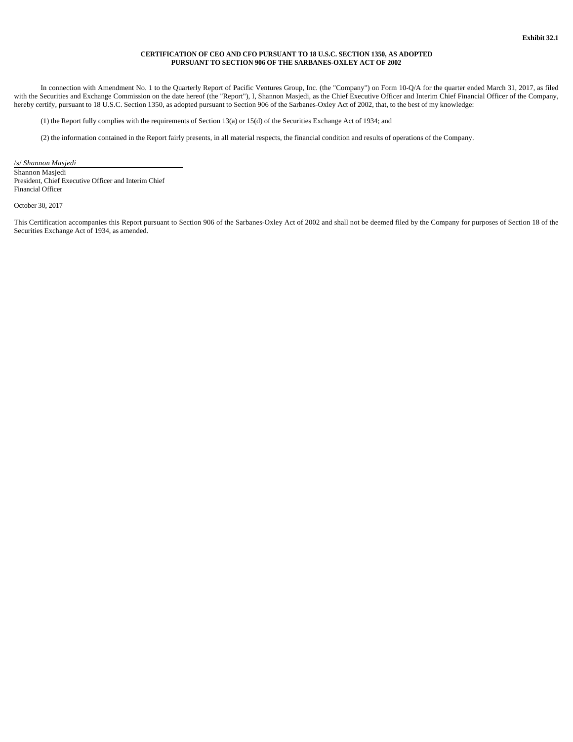**Exhibit 32.1**

**CERTIFICATION OF CEO AND CFO PURSUANT TO 18 U.S.C. SECTION 1350, AS ADOPTED PURSUANT TO SECTION 906 OF THE SARBANES-OXLEY ACT OF 2002**

In connection with Amendment No. 1 to the Quarterly Report of Pacific Ventures Group, Inc. (the "Company") on Form 10-Q/A for the quarter ended March 31, 2017, as filed with the Securities and Exchange Commission on the date hereof (the "Report"), I, Shannon Masjedi, as the Chief Executive Officer and Interim Chief Financial Officer of the Company, hereby certify, pursuant to 18 U.S.C. Section 1350, as adopted pursuant to Section 906 of the Sarbanes-Oxley Act of 2002, that, to the best of my knowledge:

(1) the Report fully complies with the requirements of Section 13(a) or 15(d) of the Securities Exchange Act of 1934; and

(2) the information contained in the Report fairly presents, in all material respects, the financial condition and results of operations of the Company.

/s/ *Shannon Masjedi*
Shannon Masjedi
President, Chief Executive Officer and Interim Chief Financial Officer

October 30, 2017

This Certification accompanies this Report pursuant to Section 906 of the Sarbanes-Oxley Act of 2002 and shall not be deemed filed by the Company for purposes of Section 18 of the Securities Exchange Act of 1934, as amended.